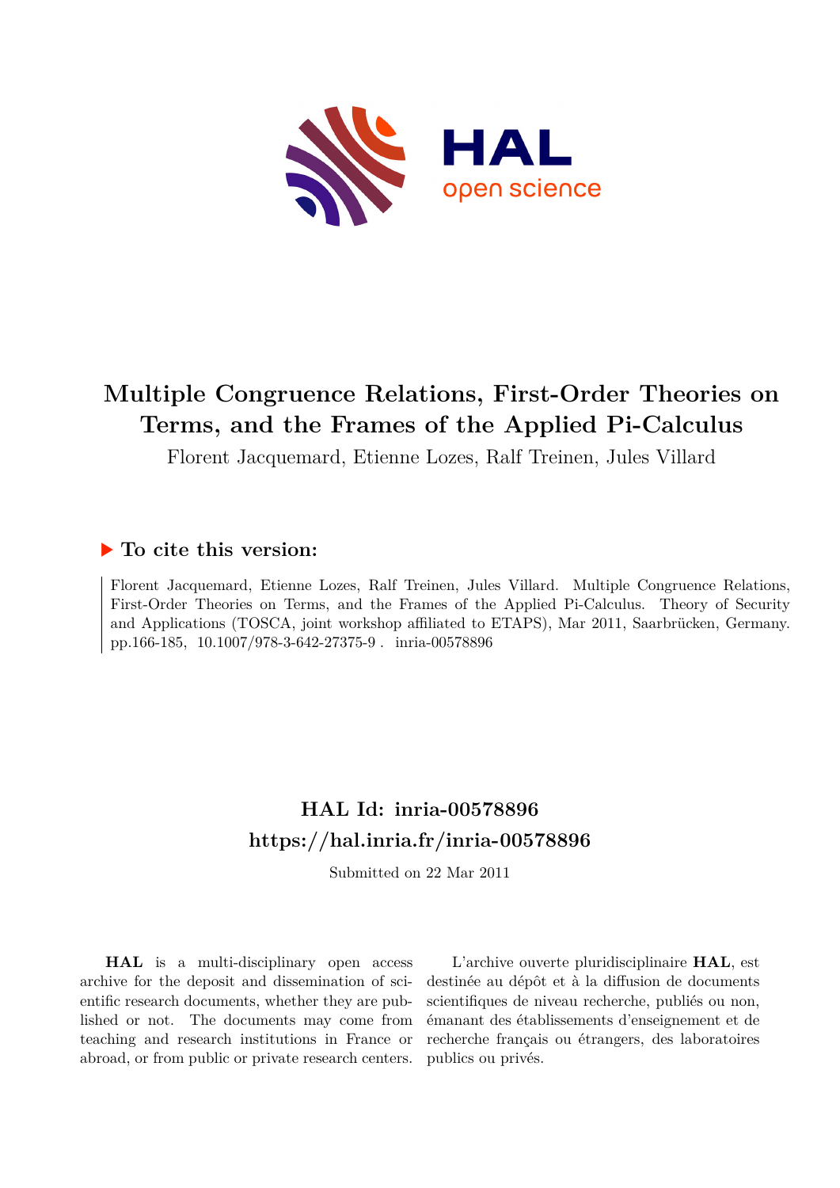# Multiple Congruence Relations, First-Order Theories on Terms, and the Frames of the Applied Pi-Calculus

Florent Jacquemard, Etienne Lozes, Ralf Treinen, Jules Villard

## ▶ To cite this version:

Florent Jacquemard, Etienne Lozes, Ralf Treinen, Jules Villard. Multiple Congruence Relations, First-Order Theories on Terms, and the Frames of the Applied Pi-Calculus. Theory of Security and Applications (TOSCA, joint workshop affiliated to ETAPS), Mar 2011, Saarbrücken, Germany. pp.166-185, 10.1007/978-3-642-27375-9 . inria-00578896

## HAL Id: inria-00578896
## https://hal.inria.fr/inria-00578896

Submitted on 22 Mar 2011

**HAL** is a multi-disciplinary open access archive for the deposit and dissemination of scientific research documents, whether they are published or not. The documents may come from teaching and research institutions in France or abroad, or from public or private research centers.

L'archive ouverte pluridisciplinaire **HAL**, est destinée au dépôt et à la diffusion de documents scientifiques de niveau recherche, publiés ou non, émanant des établissements d'enseignement et de recherche français ou étrangers, des laboratoires publics ou privés.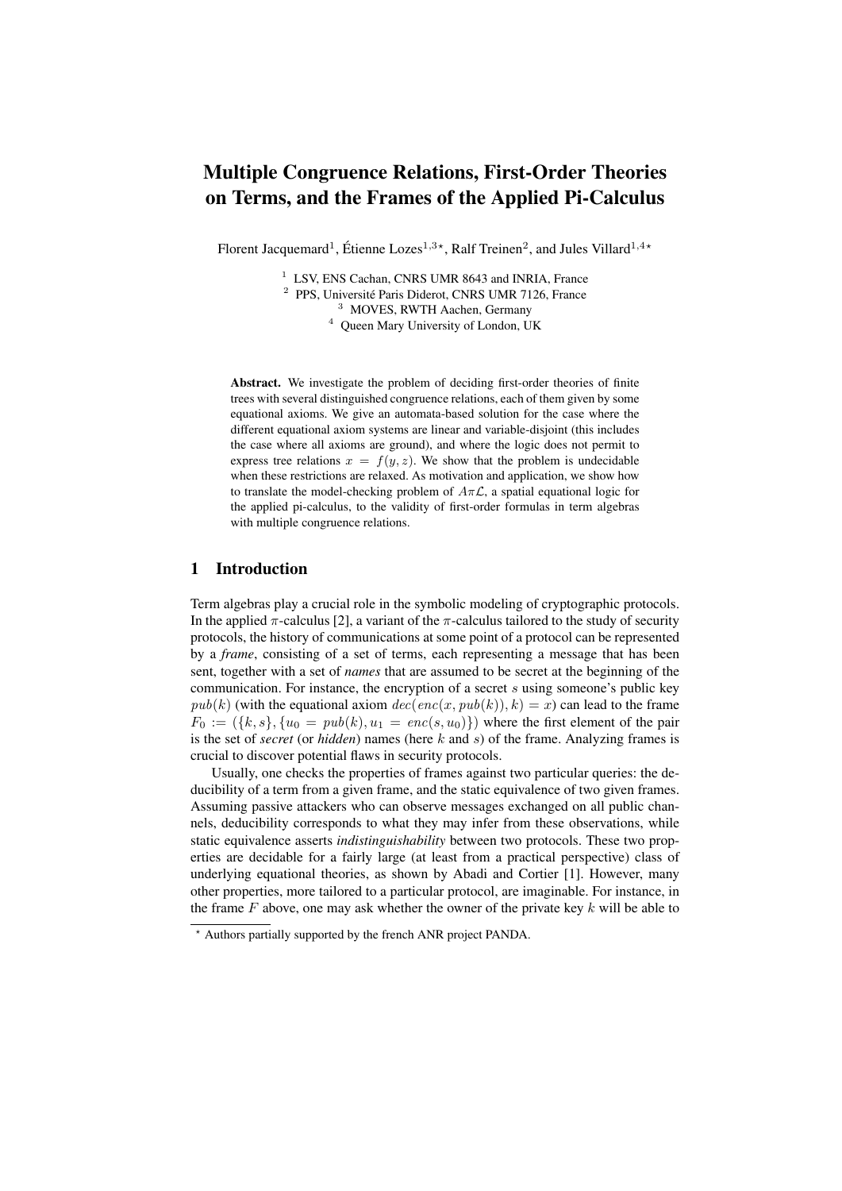# Multiple Congruence Relations, First-Order Theories on Terms, and the Frames of the Applied Pi-Calculus

Florent Jacquemard[1], Étienne Lozes[1,3⋆], Ralf Treinen[2], and Jules Villard[1,4⋆]

[1] LSV, ENS Cachan, CNRS UMR 8643 and INRIA, France
[2] PPS, Université Paris Diderot, CNRS UMR 7126, France
[3] MOVES, RWTH Aachen, Germany
[4] Queen Mary University of London, UK

**Abstract.** We investigate the problem of deciding first-order theories of finite trees with several distinguished congruence relations, each of them given by some equational axioms. We give an automata-based solution for the case where the different equational axiom systems are linear and variable-disjoint (this includes the case where all axioms are ground), and where the logic does not permit to express tree relations $x = f(y, z)$. We show that the problem is undecidable when these restrictions are relaxed. As motivation and application, we show how to translate the model-checking problem of $A\pi\mathcal{L}$, a spatial equational logic for the applied pi-calculus, to the validity of first-order formulas in term algebras with multiple congruence relations.

## 1 Introduction

Term algebras play a crucial role in the symbolic modeling of cryptographic protocols. In the applied $\pi$-calculus [2], a variant of the $\pi$-calculus tailored to the study of security protocols, the history of communications at some point of a protocol can be represented by a *frame*, consisting of a set of terms, each representing a message that has been sent, together with a set of *names* that are assumed to be secret at the beginning of the communication. For instance, the encryption of a secret $s$ using someone's public key $pub(k)$ (with the equational axiom $dec(enc(x, pub(k)), k) = x$) can lead to the frame $F_0 := (\{k, s\}, \{u_0 = pub(k), u_1 = enc(s, u_0)\})$ where the first element of the pair is the set of *secret* (or *hidden*) names (here $k$ and $s$) of the frame. Analyzing frames is crucial to discover potential flaws in security protocols.

Usually, one checks the properties of frames against two particular queries: the deducibility of a term from a given frame, and the static equivalence of two given frames. Assuming passive attackers who can observe messages exchanged on all public channels, deducibility corresponds to what they may infer from these observations, while static equivalence asserts *indistinguishability* between two protocols. These two properties are decidable for a fairly large (at least from a practical perspective) class of underlying equational theories, as shown by Abadi and Cortier [1]. However, many other properties, more tailored to a particular protocol, are imaginable. For instance, in the frame $F$ above, one may ask whether the owner of the private key $k$ will be able to

⋆ Authors partially supported by the french ANR project PANDA.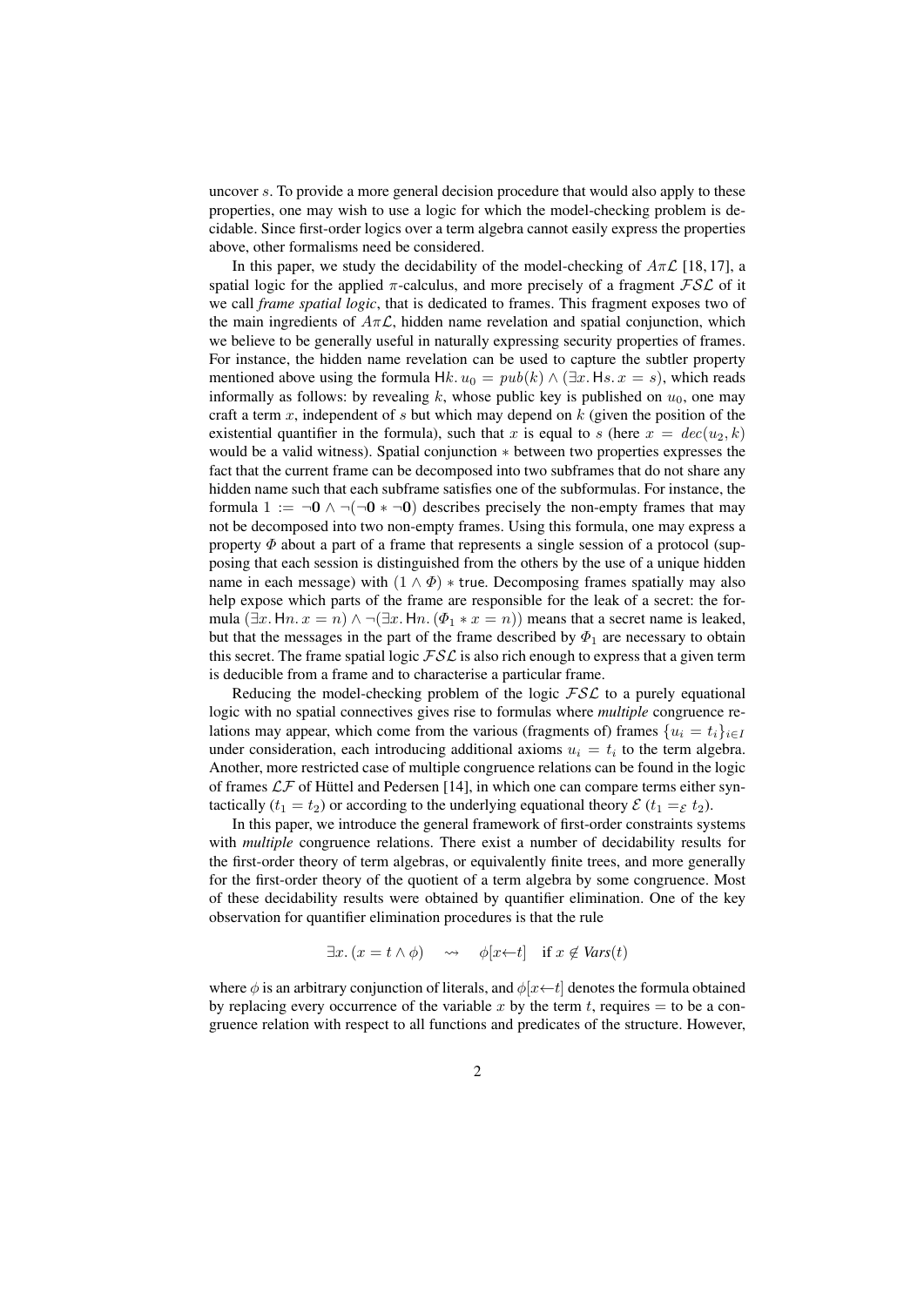uncover $s$. To provide a more general decision procedure that would also apply to these properties, one may wish to use a logic for which the model-checking problem is decidable. Since first-order logics over a term algebra cannot easily express the properties above, other formalisms need be considered.

In this paper, we study the decidability of the model-checking of $A\pi\mathcal{L}$ [18, 17], a spatial logic for the applied $\pi$-calculus, and more precisely of a fragment $\mathcal{FSL}$ of it we call *frame spatial logic*, that is dedicated to frames. This fragment exposes two of the main ingredients of $A\pi\mathcal{L}$, hidden name revelation and spatial conjunction, which we believe to be generally useful in naturally expressing security properties of frames. For instance, the hidden name revelation can be used to capture the subtler property mentioned above using the formula $\mathsf{H}k.\, u_0 = pub(k) \wedge (\exists x.\, \mathsf{H}s.\, x = s)$, which reads informally as follows: by revealing $k$, whose public key is published on $u_0$, one may craft a term $x$, independent of $s$ but which may depend on $k$ (given the position of the existential quantifier in the formula), such that $x$ is equal to $s$ (here $x = dec(u_2, k)$ would be a valid witness). Spatial conjunction $*$ between two properties expresses the fact that the current frame can be decomposed into two subframes that do not share any hidden name such that each subframe satisfies one of the subformulas. For instance, the formula $1 := \neg\mathbf{0} \wedge \neg(\neg\mathbf{0} * \neg\mathbf{0})$ describes precisely the non-empty frames that may not be decomposed into two non-empty frames. Using this formula, one may express a property $\Phi$ about a part of a frame that represents a single session of a protocol (supposing that each session is distinguished from the others by the use of a unique hidden name in each message) with $(1 \wedge \Phi) * \mathsf{true}$. Decomposing frames spatially may also help expose which parts of the frame are responsible for the leak of a secret: the formula $(\exists x.\, \mathsf{H}n.\, x = n) \wedge \neg(\exists x.\, \mathsf{H}n.\, (\Phi_1 * x = n))$ means that a secret name is leaked, but that the messages in the part of the frame described by $\Phi_1$ are necessary to obtain this secret. The frame spatial logic $\mathcal{FSL}$ is also rich enough to express that a given term is deducible from a frame and to characterise a particular frame.

Reducing the model-checking problem of the logic $\mathcal{FSL}$ to a purely equational logic with no spatial connectives gives rise to formulas where *multiple* congruence relations may appear, which come from the various (fragments of) frames $\{u_i = t_i\}_{i \in I}$ under consideration, each introducing additional axioms $u_i = t_i$ to the term algebra. Another, more restricted case of multiple congruence relations can be found in the logic of frames $\mathcal{LF}$ of Hüttel and Pedersen [14], in which one can compare terms either syntactically ($t_1 = t_2$) or according to the underlying equational theory $\mathcal{E}$ ($t_1 =_{\mathcal{E}} t_2$).

In this paper, we introduce the general framework of first-order constraints systems with *multiple* congruence relations. There exist a number of decidability results for the first-order theory of term algebras, or equivalently finite trees, and more generally for the first-order theory of the quotient of a term algebra by some congruence. Most of these decidability results were obtained by quantifier elimination. One of the key observation for quantifier elimination procedures is that the rule

$$\exists x.\, (x = t \wedge \phi) \quad \rightsquigarrow \quad \phi[x \leftarrow t] \quad \text{if } x \notin \mathit{Vars}(t)$$

where $\phi$ is an arbitrary conjunction of literals, and $\phi[x \leftarrow t]$ denotes the formula obtained by replacing every occurrence of the variable $x$ by the term $t$, requires $=$ to be a congruence relation with respect to all functions and predicates of the structure. However,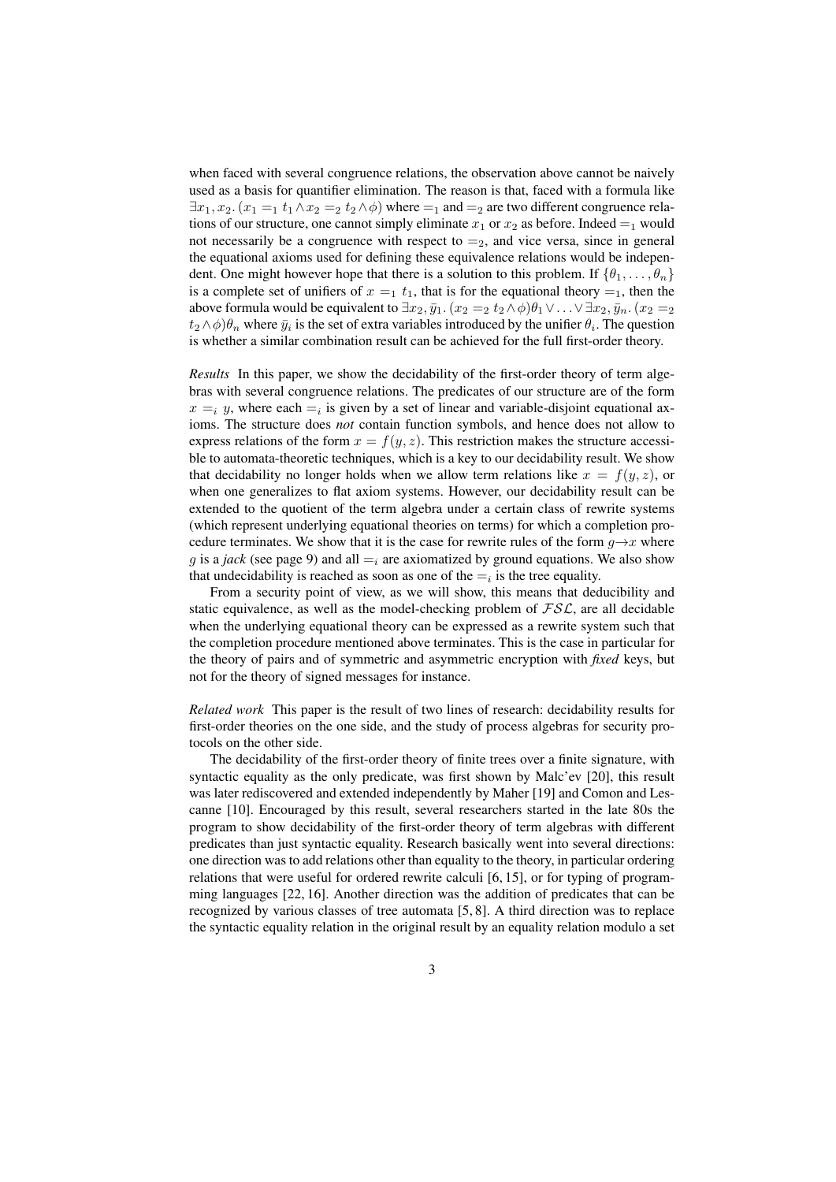when faced with several congruence relations, the observation above cannot be naively used as a basis for quantifier elimination. The reason is that, faced with a formula like $\exists x_1, x_2. (x_1 =_1 t_1 \wedge x_2 =_2 t_2 \wedge \phi)$ where $=_1$ and $=_2$ are two different congruence relations of our structure, one cannot simply eliminate $x_1$ or $x_2$ as before. Indeed $=_1$ would not necessarily be a congruence with respect to $=_2$, and vice versa, since in general the equational axioms used for defining these equivalence relations would be independent. One might however hope that there is a solution to this problem. If $\{\theta_1, \ldots, \theta_n\}$ is a complete set of unifiers of $x =_1 t_1$, that is for the equational theory $=_1$, then the above formula would be equivalent to $\exists x_2, \bar{y}_1. (x_2 =_2 t_2 \wedge \phi)\theta_1 \vee \ldots \vee \exists x_2, \bar{y}_n. (x_2 =_2 t_2 \wedge \phi)\theta_n$ where $\bar{y}_i$ is the set of extra variables introduced by the unifier $\theta_i$. The question is whether a similar combination result can be achieved for the full first-order theory.

*Results* In this paper, we show the decidability of the first-order theory of term algebras with several congruence relations. The predicates of our structure are of the form $x =_i y$, where each $=_i$ is given by a set of linear and variable-disjoint equational axioms. The structure does *not* contain function symbols, and hence does not allow to express relations of the form $x = f(y, z)$. This restriction makes the structure accessible to automata-theoretic techniques, which is a key to our decidability result. We show that decidability no longer holds when we allow term relations like $x = f(y, z)$, or when one generalizes to flat axiom systems. However, our decidability result can be extended to the quotient of the term algebra under a certain class of rewrite systems (which represent underlying equational theories on terms) for which a completion procedure terminates. We show that it is the case for rewrite rules of the form $g \to x$ where $g$ is a *jack* (see page 9) and all $=_i$ are axiomatized by ground equations. We also show that undecidability is reached as soon as one of the $=_i$ is the tree equality.

From a security point of view, as we will show, this means that deducibility and static equivalence, as well as the model-checking problem of $\mathcal{FSL}$, are all decidable when the underlying equational theory can be expressed as a rewrite system such that the completion procedure mentioned above terminates. This is the case in particular for the theory of pairs and of symmetric and asymmetric encryption with *fixed* keys, but not for the theory of signed messages for instance.

*Related work* This paper is the result of two lines of research: decidability results for first-order theories on the one side, and the study of process algebras for security protocols on the other side.

The decidability of the first-order theory of finite trees over a finite signature, with syntactic equality as the only predicate, was first shown by Malc'ev [20], this result was later rediscovered and extended independently by Maher [19] and Comon and Lescanne [10]. Encouraged by this result, several researchers started in the late 80s the program to show decidability of the first-order theory of term algebras with different predicates than just syntactic equality. Research basically went into several directions: one direction was to add relations other than equality to the theory, in particular ordering relations that were useful for ordered rewrite calculi [6, 15], or for typing of programming languages [22, 16]. Another direction was the addition of predicates that can be recognized by various classes of tree automata [5, 8]. A third direction was to replace the syntactic equality relation in the original result by an equality relation modulo a set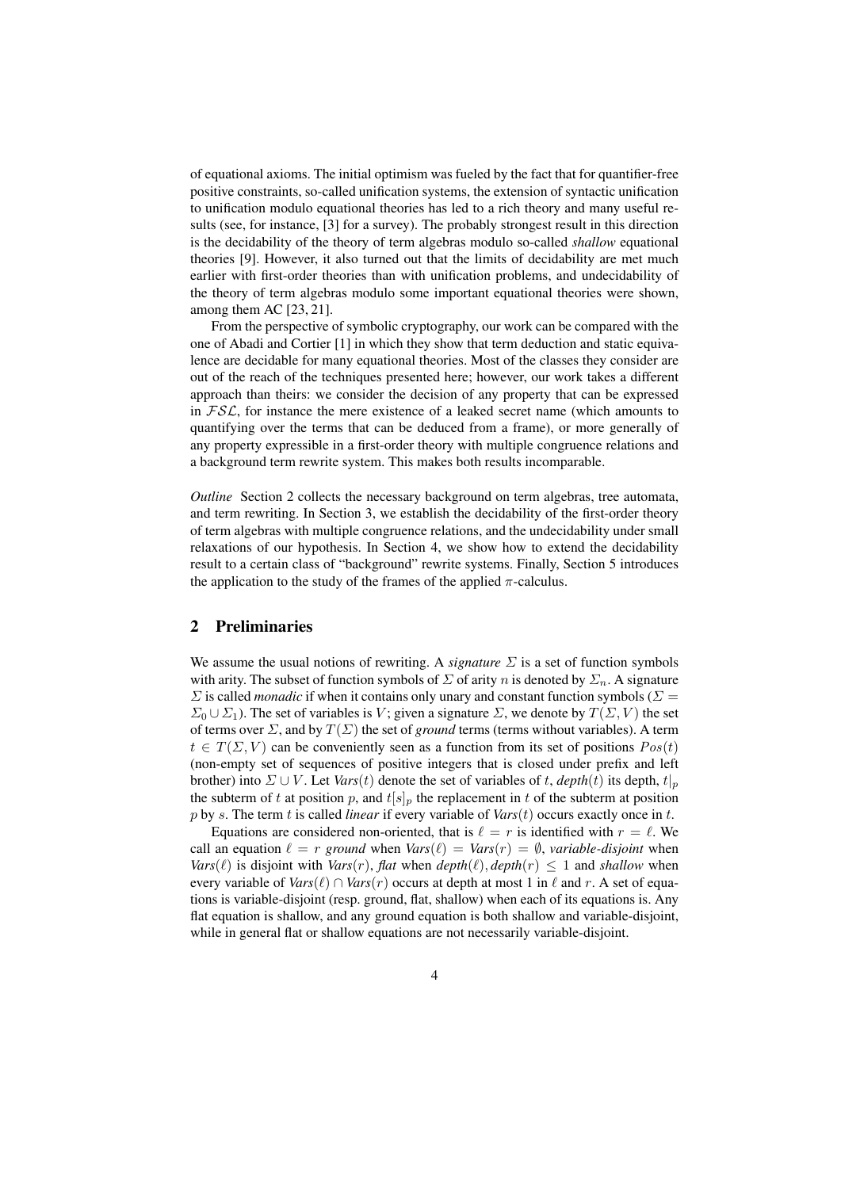of equational axioms. The initial optimism was fueled by the fact that for quantifier-free positive constraints, so-called unification systems, the extension of syntactic unification to unification modulo equational theories has led to a rich theory and many useful results (see, for instance, [3] for a survey). The probably strongest result in this direction is the decidability of the theory of term algebras modulo so-called *shallow* equational theories [9]. However, it also turned out that the limits of decidability are met much earlier with first-order theories than with unification problems, and undecidability of the theory of term algebras modulo some important equational theories were shown, among them AC [23, 21].

From the perspective of symbolic cryptography, our work can be compared with the one of Abadi and Cortier [1] in which they show that term deduction and static equivalence are decidable for many equational theories. Most of the classes they consider are out of the reach of the techniques presented here; however, our work takes a different approach than theirs: we consider the decision of any property that can be expressed in $\mathcal{FSL}$, for instance the mere existence of a leaked secret name (which amounts to quantifying over the terms that can be deduced from a frame), or more generally of any property expressible in a first-order theory with multiple congruence relations and a background term rewrite system. This makes both results incomparable.

*Outline* Section 2 collects the necessary background on term algebras, tree automata, and term rewriting. In Section 3, we establish the decidability of the first-order theory of term algebras with multiple congruence relations, and the undecidability under small relaxations of our hypothesis. In Section 4, we show how to extend the decidability result to a certain class of "background" rewrite systems. Finally, Section 5 introduces the application to the study of the frames of the applied $\pi$-calculus.

## 2 Preliminaries

We assume the usual notions of rewriting. A *signature* $\Sigma$ is a set of function symbols with arity. The subset of function symbols of $\Sigma$ of arity $n$ is denoted by $\Sigma_n$. A signature $\Sigma$ is called *monadic* if when it contains only unary and constant function symbols ($\Sigma = \Sigma_0 \cup \Sigma_1$). The set of variables is $V$; given a signature $\Sigma$, we denote by $T(\Sigma, V)$ the set of terms over $\Sigma$, and by $T(\Sigma)$ the set of *ground* terms (terms without variables). A term $t \in T(\Sigma, V)$ can be conveniently seen as a function from its set of positions $Pos(t)$ (non-empty set of sequences of positive integers that is closed under prefix and left brother) into $\Sigma \cup V$. Let $\mathit{Vars}(t)$ denote the set of variables of $t$, $\mathit{depth}(t)$ its depth, $t|_p$ the subterm of $t$ at position $p$, and $t[s]_p$ the replacement in $t$ of the subterm at position $p$ by $s$. The term $t$ is called *linear* if every variable of $\mathit{Vars}(t)$ occurs exactly once in $t$.

Equations are considered non-oriented, that is $\ell = r$ is identified with $r = \ell$. We call an equation $\ell = r$ *ground* when $\mathit{Vars}(\ell) = \mathit{Vars}(r) = \emptyset$, *variable-disjoint* when $\mathit{Vars}(\ell)$ is disjoint with $\mathit{Vars}(r)$, *flat* when $\mathit{depth}(\ell), \mathit{depth}(r) \leq 1$ and *shallow* when every variable of $\mathit{Vars}(\ell) \cap \mathit{Vars}(r)$ occurs at depth at most 1 in $\ell$ and $r$. A set of equations is variable-disjoint (resp. ground, flat, shallow) when each of its equations is. Any flat equation is shallow, and any ground equation is both shallow and variable-disjoint, while in general flat or shallow equations are not necessarily variable-disjoint.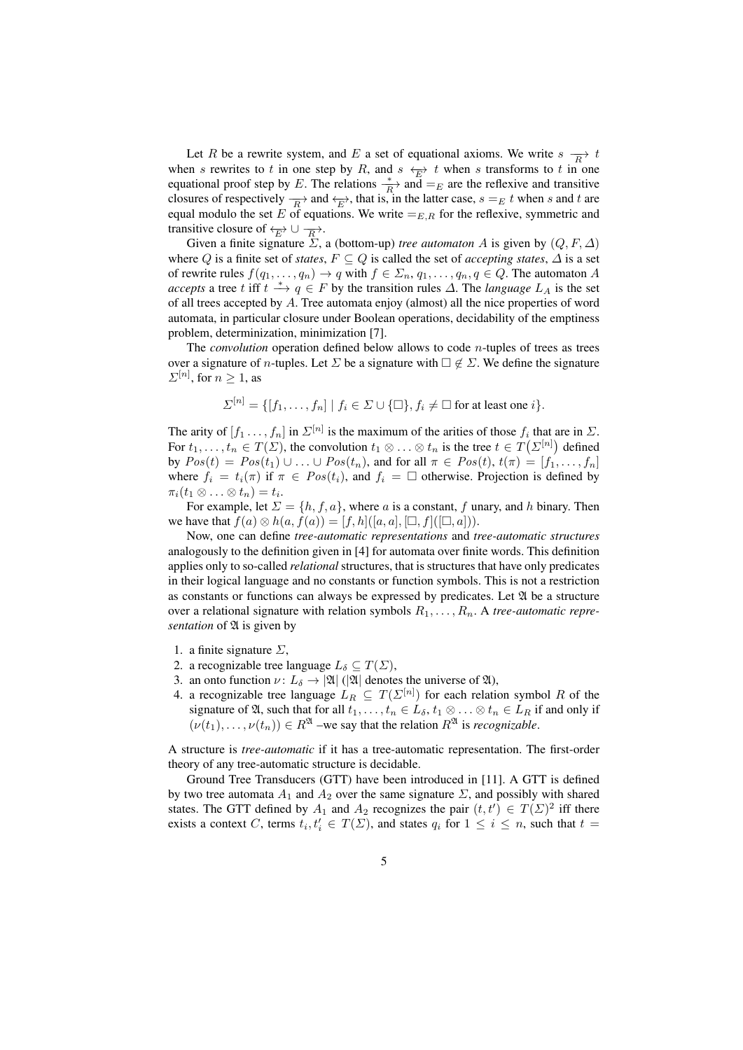Let $R$ be a rewrite system, and $E$ a set of equational axioms. We write $s \xrightarrow[R]{} t$ when $s$ rewrites to $t$ in one step by $R$, and $s \xleftrightarrow[E]{} t$ when $s$ transforms to $t$ in one equational proof step by $E$. The relations $\xrightarrow[R]{*}$ and $=_E$ are the reflexive and transitive closures of respectively $\xrightarrow[R]{}$ and $\xleftrightarrow[E]{}$, that is, in the latter case, $s =_E t$ when $s$ and $t$ are equal modulo the set $E$ of equations. We write $=_{E,R}$ for the reflexive, symmetric and transitive closure of $\xleftrightarrow[E]{} \cup \xrightarrow[R]{}$.

Given a finite signature $\Sigma$, a (bottom-up) *tree automaton* $A$ is given by $(Q, F, \Delta)$ where $Q$ is a finite set of *states*, $F \subseteq Q$ is called the set of *accepting states*, $\Delta$ is a set of rewrite rules $f(q_1, \ldots, q_n) \to q$ with $f \in \Sigma_n$, $q_1, \ldots, q_n, q \in Q$. The automaton $A$ *accepts* a tree $t$ iff $t \xrightarrow{*} q \in F$ by the transition rules $\Delta$. The *language* $L_A$ is the set of all trees accepted by $A$. Tree automata enjoy (almost) all the nice properties of word automata, in particular closure under Boolean operations, decidability of the emptiness problem, determinization, minimization [7].

The *convolution* operation defined below allows to code $n$-tuples of trees as trees over a signature of $n$-tuples. Let $\Sigma$ be a signature with $\square \notin \Sigma$. We define the signature $\Sigma^{[n]}$, for $n \geq 1$, as

$$\Sigma^{[n]} = \{[f_1, \ldots, f_n] \mid f_i \in \Sigma \cup \{\square\}, f_i \neq \square \text{ for at least one } i\}.$$

The arity of $[f_1 \ldots, f_n]$ in $\Sigma^{[n]}$ is the maximum of the arities of those $f_i$ that are in $\Sigma$. For $t_1, \ldots, t_n \in T(\Sigma)$, the convolution $t_1 \otimes \ldots \otimes t_n$ is the tree $t \in T\big(\Sigma^{[n]}\big)$ defined by $Pos(t) = Pos(t_1) \cup \ldots \cup Pos(t_n)$, and for all $\pi \in Pos(t)$, $t(\pi) = [f_1, \ldots, f_n]$ where $f_i = t_i(\pi)$ if $\pi \in Pos(t_i)$, and $f_i = \square$ otherwise. Projection is defined by $\pi_i(t_1 \otimes \ldots \otimes t_n) = t_i$.

For example, let $\Sigma = \{h, f, a\}$, where $a$ is a constant, $f$ unary, and $h$ binary. Then we have that $f(a) \otimes h(a, f(a)) = [f, h]([a, a], [\square, f]([\square, a]))$.

Now, one can define *tree-automatic representations* and *tree-automatic structures* analogously to the definition given in [4] for automata over finite words. This definition applies only to so-called *relational* structures, that is structures that have only predicates in their logical language and no constants or function symbols. This is not a restriction as constants or functions can always be expressed by predicates. Let $\mathfrak{A}$ be a structure over a relational signature with relation symbols $R_1, \ldots, R_n$. A *tree-automatic representation* of $\mathfrak{A}$ is given by

1. a finite signature $\Sigma$,
2. a recognizable tree language $L_\delta \subseteq T(\Sigma)$,
3. an onto function $\nu \colon L_\delta \to |\mathfrak{A}|$ ($|\mathfrak{A}|$ denotes the universe of $\mathfrak{A}$),
4. a recognizable tree language $L_R \subseteq T(\Sigma^{[n]})$ for each relation symbol $R$ of the signature of $\mathfrak{A}$, such that for all $t_1, \ldots, t_n \in L_\delta$, $t_1 \otimes \ldots \otimes t_n \in L_R$ if and only if $(\nu(t_1), \ldots, \nu(t_n)) \in R^{\mathfrak{A}}$ –we say that the relation $R^{\mathfrak{A}}$ is *recognizable*.

A structure is *tree-automatic* if it has a tree-automatic representation. The first-order theory of any tree-automatic structure is decidable.

Ground Tree Transducers (GTT) have been introduced in [11]. A GTT is defined by two tree automata $A_1$ and $A_2$ over the same signature $\Sigma$, and possibly with shared states. The GTT defined by $A_1$ and $A_2$ recognizes the pair $(t, t') \in T(\Sigma)^2$ iff there exists a context $C$, terms $t_i, t'_i \in T(\Sigma)$, and states $q_i$ for $1 \leq i \leq n$, such that $t =$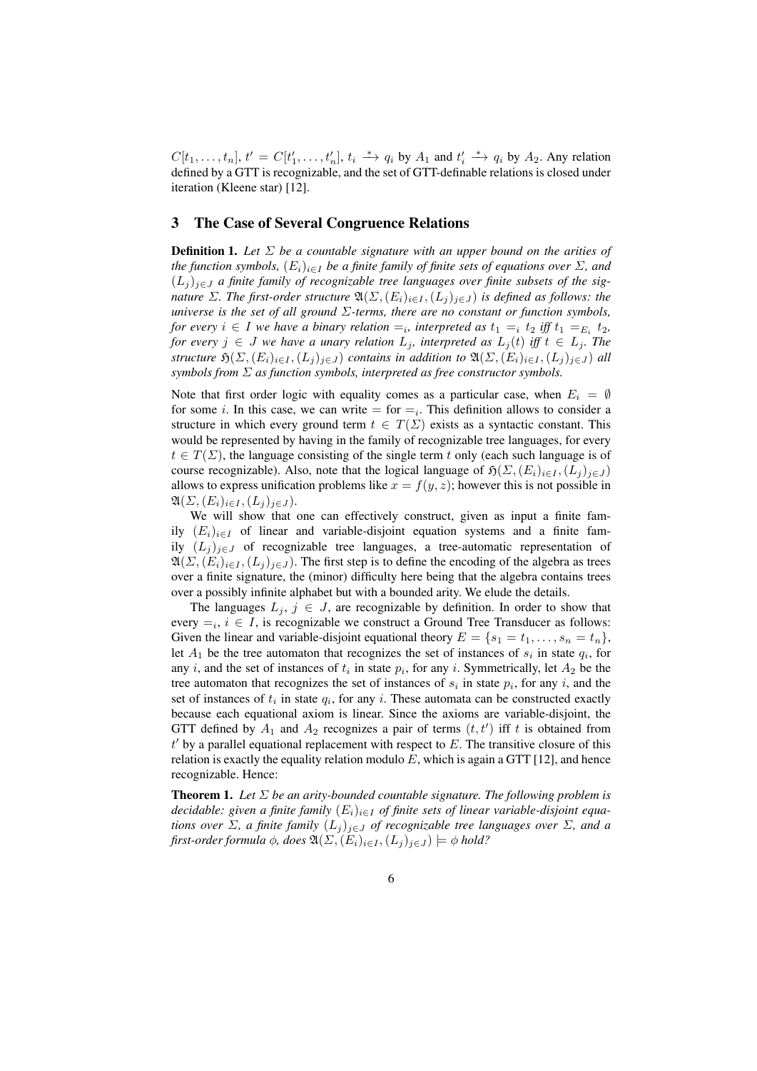$C[t_1, \ldots, t_n]$, $t' = C[t'_1, \ldots, t'_n]$, $t_i \xrightarrow{*} q_i$ by $A_1$ and $t'_i \xrightarrow{*} q_i$ by $A_2$. Any relation defined by a GTT is recognizable, and the set of GTT-definable relations is closed under iteration (Kleene star) [12].

## 3 The Case of Several Congruence Relations

**Definition 1.** *Let $\Sigma$ be a countable signature with an upper bound on the arities of the function symbols, $(E_i)_{i \in I}$ be a finite family of finite sets of equations over $\Sigma$, and $(L_j)_{j \in J}$ a finite family of recognizable tree languages over finite subsets of the signature $\Sigma$. The first-order structure $\mathfrak{A}(\Sigma, (E_i)_{i \in I}, (L_j)_{j \in J})$ is defined as follows: the universe is the set of all ground $\Sigma$-terms, there are no constant or function symbols, for every $i \in I$ we have a binary relation $=_i$, interpreted as $t_1 =_i t_2$ iff $t_1 =_{E_i} t_2$, for every $j \in J$ we have a unary relation $L_j$, interpreted as $L_j(t)$ iff $t \in L_j$. The structure $\mathfrak{H}(\Sigma, (E_i)_{i \in I}, (L_j)_{j \in J})$ contains in addition to $\mathfrak{A}(\Sigma, (E_i)_{i \in I}, (L_j)_{j \in J})$ all symbols from $\Sigma$ as function symbols, interpreted as free constructor symbols.*

Note that first order logic with equality comes as a particular case, when $E_i = \emptyset$ for some $i$. In this case, we can write $=$ for $=_i$. This definition allows to consider a structure in which every ground term $t \in T(\Sigma)$ exists as a syntactic constant. This would be represented by having in the family of recognizable tree languages, for every $t \in T(\Sigma)$, the language consisting of the single term $t$ only (each such language is of course recognizable). Also, note that the logical language of $\mathfrak{H}(\Sigma, (E_i)_{i \in I}, (L_j)_{j \in J})$ allows to express unification problems like $x = f(y, z)$; however this is not possible in $\mathfrak{A}(\Sigma, (E_i)_{i \in I}, (L_j)_{j \in J})$.

We will show that one can effectively construct, given as input a finite family $(E_i)_{i \in I}$ of linear and variable-disjoint equation systems and a finite family $(L_j)_{j \in J}$ of recognizable tree languages, a tree-automatic representation of $\mathfrak{A}(\Sigma, (E_i)_{i \in I}, (L_j)_{j \in J})$. The first step is to define the encoding of the algebra as trees over a finite signature, the (minor) difficulty here being that the algebra contains trees over a possibly infinite alphabet but with a bounded arity. We elude the details.

The languages $L_j$, $j \in J$, are recognizable by definition. In order to show that every $=_i$, $i \in I$, is recognizable we construct a Ground Tree Transducer as follows: Given the linear and variable-disjoint equational theory $E = \{s_1 = t_1, \ldots, s_n = t_n\}$, let $A_1$ be the tree automaton that recognizes the set of instances of $s_i$ in state $q_i$, for any $i$, and the set of instances of $t_i$ in state $p_i$, for any $i$. Symmetrically, let $A_2$ be the tree automaton that recognizes the set of instances of $s_i$ in state $p_i$, for any $i$, and the set of instances of $t_i$ in state $q_i$, for any $i$. These automata can be constructed exactly because each equational axiom is linear. Since the axioms are variable-disjoint, the GTT defined by $A_1$ and $A_2$ recognizes a pair of terms $(t, t')$ iff $t$ is obtained from $t'$ by a parallel equational replacement with respect to $E$. The transitive closure of this relation is exactly the equality relation modulo $E$, which is again a GTT [12], and hence recognizable. Hence:

**Theorem 1.** *Let $\Sigma$ be an arity-bounded countable signature. The following problem is decidable: given a finite family $(E_i)_{i \in I}$ of finite sets of linear variable-disjoint equations over $\Sigma$, a finite family $(L_j)_{j \in J}$ of recognizable tree languages over $\Sigma$, and a first-order formula $\phi$, does $\mathfrak{A}(\Sigma, (E_i)_{i \in I}, (L_j)_{j \in J}) \models \phi$ hold?*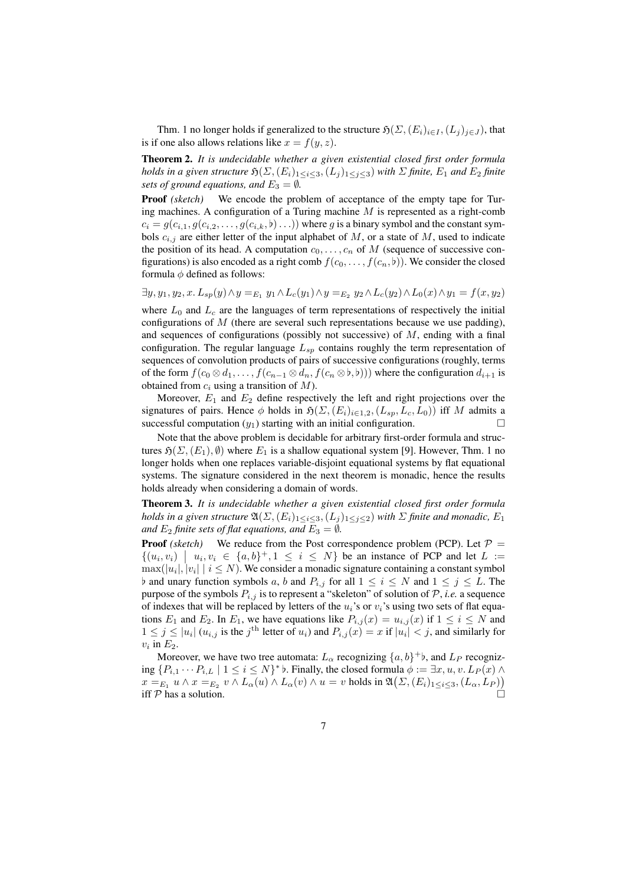Thm. 1 no longer holds if generalized to the structure $\mathfrak{H}(\Sigma, (E_i)_{i \in I}, (L_j)_{j \in J})$, that is if one also allows relations like $x = f(y, z)$.

**Theorem 2.** *It is undecidable whether a given existential closed first order formula holds in a given structure* $\mathfrak{H}(\Sigma, (E_i)_{1 \le i \le 3}, (L_j)_{1 \le j \le 3})$ *with* $\Sigma$ *finite,* $E_1$ *and* $E_2$ *finite sets of ground equations, and* $E_3 = \emptyset$*.*

**Proof** *(sketch)* We encode the problem of acceptance of the empty tape for Turing machines. A configuration of a Turing machine $M$ is represented as a right-comb $c_i = g(c_{i,1}, g(c_{i,2}, \ldots, g(c_{i,k}, \flat) \ldots))$ where $g$ is a binary symbol and the constant symbols $c_{i,j}$ are either letter of the input alphabet of $M$, or a state of $M$, used to indicate the position of its head. A computation $c_0, \ldots, c_n$ of $M$ (sequence of successive configurations) is also encoded as a right comb $f(c_0, \ldots, f(c_n, \flat))$. We consider the closed formula $\phi$ defined as follows:

$$\exists y, y_1, y_2, x.\, L_{sp}(y) \wedge y =_{E_1} y_1 \wedge L_c(y_1) \wedge y =_{E_2} y_2 \wedge L_c(y_2) \wedge L_0(x) \wedge y_1 = f(x, y_2)$$

where $L_0$ and $L_c$ are the languages of term representations of respectively the initial configurations of $M$ (there are several such representations because we use padding), and sequences of configurations (possibly not successive) of $M$, ending with a final configuration. The regular language $L_{sp}$ contains roughly the term representation of sequences of convolution products of pairs of successive configurations (roughly, terms of the form $f(c_0 \otimes d_1, \ldots, f(c_{n-1} \otimes d_n, f(c_n \otimes \flat, \flat)))$ where the configuration $d_{i+1}$ is obtained from $c_i$ using a transition of $M$).

Moreover, $E_1$ and $E_2$ define respectively the left and right projections over the signatures of pairs. Hence $\phi$ holds in $\mathfrak{H}(\Sigma, (E_i)_{i \in 1,2}, (L_{sp}, L_c, L_0))$ iff $M$ admits a successful computation ($y_1$) starting with an initial configuration. $\square$

Note that the above problem is decidable for arbitrary first-order formula and structures $\mathfrak{H}(\Sigma, (E_1), \emptyset)$ where $E_1$ is a shallow equational system [9]. However, Thm. 1 no longer holds when one replaces variable-disjoint equational systems by flat equational systems. The signature considered in the next theorem is monadic, hence the results holds already when considering a domain of words.

**Theorem 3.** *It is undecidable whether a given existential closed first order formula holds in a given structure* $\mathfrak{A}(\Sigma, (E_i)_{1 \le i \le 3}, (L_j)_{1 \le j \le 2})$ *with* $\Sigma$ *finite and monadic,* $E_1$ *and* $E_2$ *finite sets of flat equations, and* $E_3 = \emptyset$*.*

**Proof** *(sketch)* We reduce from the Post correspondence problem (PCP). Let $\mathcal{P} = \{(u_i, v_i) \mid u_i, v_i \in \{a, b\}^+, 1 \le i \le N\}$ be an instance of PCP and let $L := \max(|u_i|, |v_i| \mid i \le N)$. We consider a monadic signature containing a constant symbol $\flat$ and unary function symbols $a$, $b$ and $P_{i,j}$ for all $1 \le i \le N$ and $1 \le j \le L$. The purpose of the symbols $P_{i,j}$ is to represent a "skeleton" of solution of $\mathcal{P}$, *i.e.* a sequence of indexes that will be replaced by letters of the $u_i$'s or $v_i$'s using two sets of flat equations $E_1$ and $E_2$. In $E_1$, we have equations like $P_{i,j}(x) = u_{i,j}(x)$ if $1 \le i \le N$ and $1 \le j \le |u_i|$ ($u_{i,j}$ is the $j^{\text{th}}$ letter of $u_i$) and $P_{i,j}(x) = x$ if $|u_i| < j$, and similarly for $v_i$ in $E_2$.

Moreover, we have two tree automata: $L_\alpha$ recognizing $\{a, b\}^+ \flat$, and $L_P$ recognizing $\{P_{i,1} \cdots P_{i,L} \mid 1 \le i \le N\}^* \flat$. Finally, the closed formula $\phi := \exists x, u, v.\, L_P(x) \wedge x =_{E_1} u \wedge x =_{E_2} v \wedge L_\alpha(u) \wedge L_\alpha(v) \wedge u = v$ holds in $\mathfrak{A}\big(\Sigma, (E_i)_{1 \le i \le 3}, (L_\alpha, L_P)\big)$ iff $\mathcal{P}$ has a solution. $\square$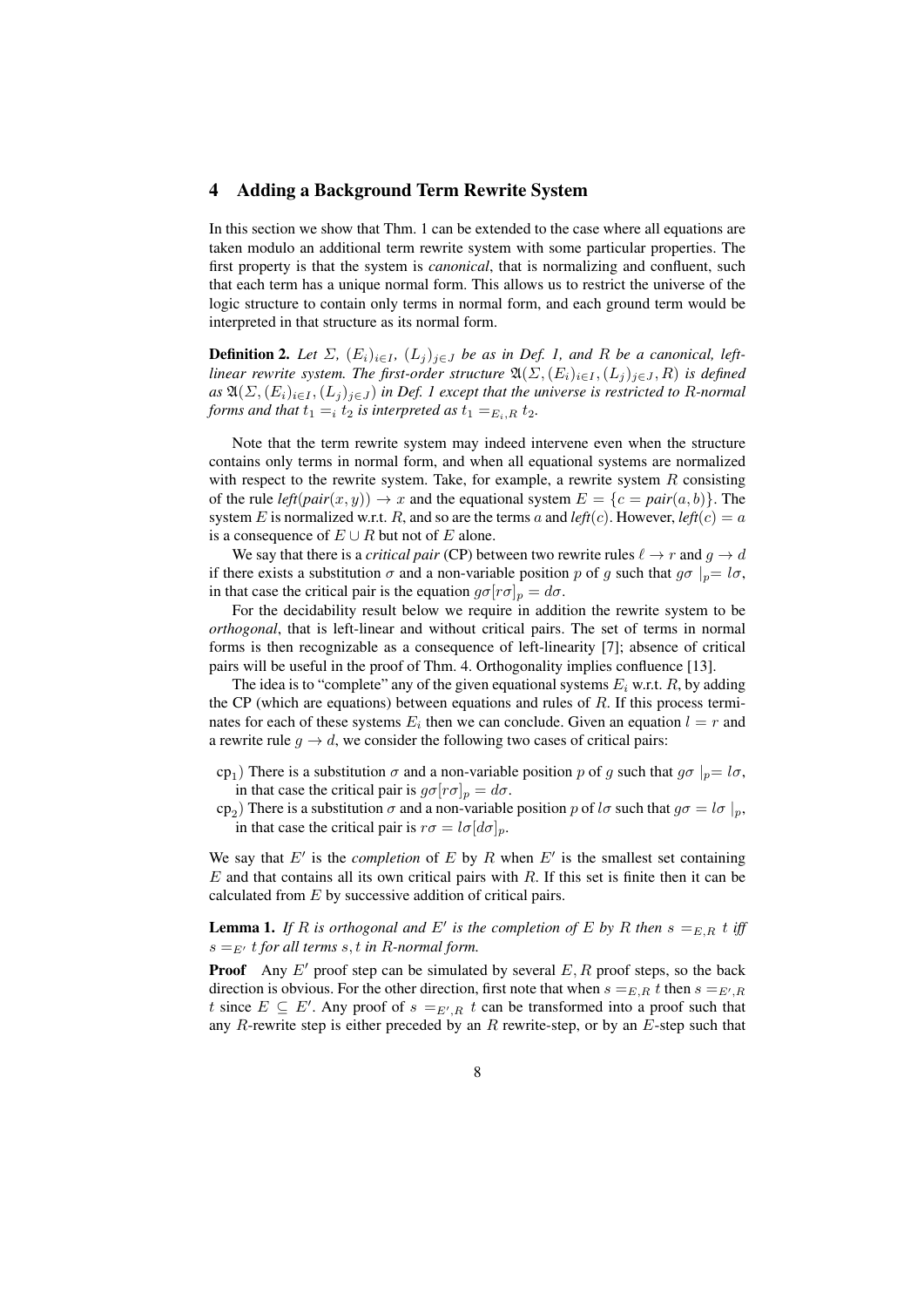## 4 Adding a Background Term Rewrite System

In this section we show that Thm. 1 can be extended to the case where all equations are taken modulo an additional term rewrite system with some particular properties. The first property is that the system is *canonical*, that is normalizing and confluent, such that each term has a unique normal form. This allows us to restrict the universe of the logic structure to contain only terms in normal form, and each ground term would be interpreted in that structure as its normal form.

**Definition 2.** *Let $\Sigma$, $(E_i)_{i\in I}$, $(L_j)_{j\in J}$ be as in Def. 1, and $R$ be a canonical, left-linear rewrite system. The first-order structure $\mathfrak{A}(\Sigma,(E_i)_{i\in I},(L_j)_{j\in J},R)$ is defined as $\mathfrak{A}(\Sigma,(E_i)_{i\in I},(L_j)_{j\in J})$ in Def. 1 except that the universe is restricted to $R$-normal forms and that $t_1 =_i t_2$ is interpreted as $t_1 =_{E_i,R} t_2$.*

Note that the term rewrite system may indeed intervene even when the structure contains only terms in normal form, and when all equational systems are normalized with respect to the rewrite system. Take, for example, a rewrite system $R$ consisting of the rule $\mathit{left}(\mathit{pair}(x,y)) \to x$ and the equational system $E = \{c = \mathit{pair}(a,b)\}$. The system $E$ is normalized w.r.t. $R$, and so are the terms $a$ and $\mathit{left}(c)$. However, $\mathit{left}(c) = a$ is a consequence of $E \cup R$ but not of $E$ alone.

We say that there is a *critical pair* (CP) between two rewrite rules $\ell \to r$ and $g \to d$ if there exists a substitution $\sigma$ and a non-variable position $p$ of $g$ such that $g\sigma\mid_p = l\sigma$, in that case the critical pair is the equation $g\sigma[r\sigma]_p = d\sigma$.

For the decidability result below we require in addition the rewrite system to be *orthogonal*, that is left-linear and without critical pairs. The set of terms in normal forms is then recognizable as a consequence of left-linearity [7]; absence of critical pairs will be useful in the proof of Thm. 4. Orthogonality implies confluence [13].

The idea is to "complete" any of the given equational systems $E_i$ w.r.t. $R$, by adding the CP (which are equations) between equations and rules of $R$. If this process terminates for each of these systems $E_i$ then we can conclude. Given an equation $l = r$ and a rewrite rule $g \to d$, we consider the following two cases of critical pairs:

- $\text{cp}_1$) There is a substitution $\sigma$ and a non-variable position $p$ of $g$ such that $g\sigma\mid_p = l\sigma$, in that case the critical pair is $g\sigma[r\sigma]_p = d\sigma$.
- $\text{cp}_2$) There is a substitution $\sigma$ and a non-variable position $p$ of $l\sigma$ such that $g\sigma = l\sigma\mid_p$, in that case the critical pair is $r\sigma = l\sigma[d\sigma]_p$.

We say that $E'$ is the *completion* of $E$ by $R$ when $E'$ is the smallest set containing $E$ and that contains all its own critical pairs with $R$. If this set is finite then it can be calculated from $E$ by successive addition of critical pairs.

**Lemma 1.** *If $R$ is orthogonal and $E'$ is the completion of $E$ by $R$ then $s =_{E,R} t$ iff $s =_{E'} t$ for all terms $s, t$ in $R$-normal form.*

**Proof** Any $E'$ proof step can be simulated by several $E, R$ proof steps, so the back direction is obvious. For the other direction, first note that when $s =_{E,R} t$ then $s =_{E',R} t$ since $E \subseteq E'$. Any proof of $s =_{E',R} t$ can be transformed into a proof such that any $R$-rewrite step is either preceded by an $R$ rewrite-step, or by an $E$-step such that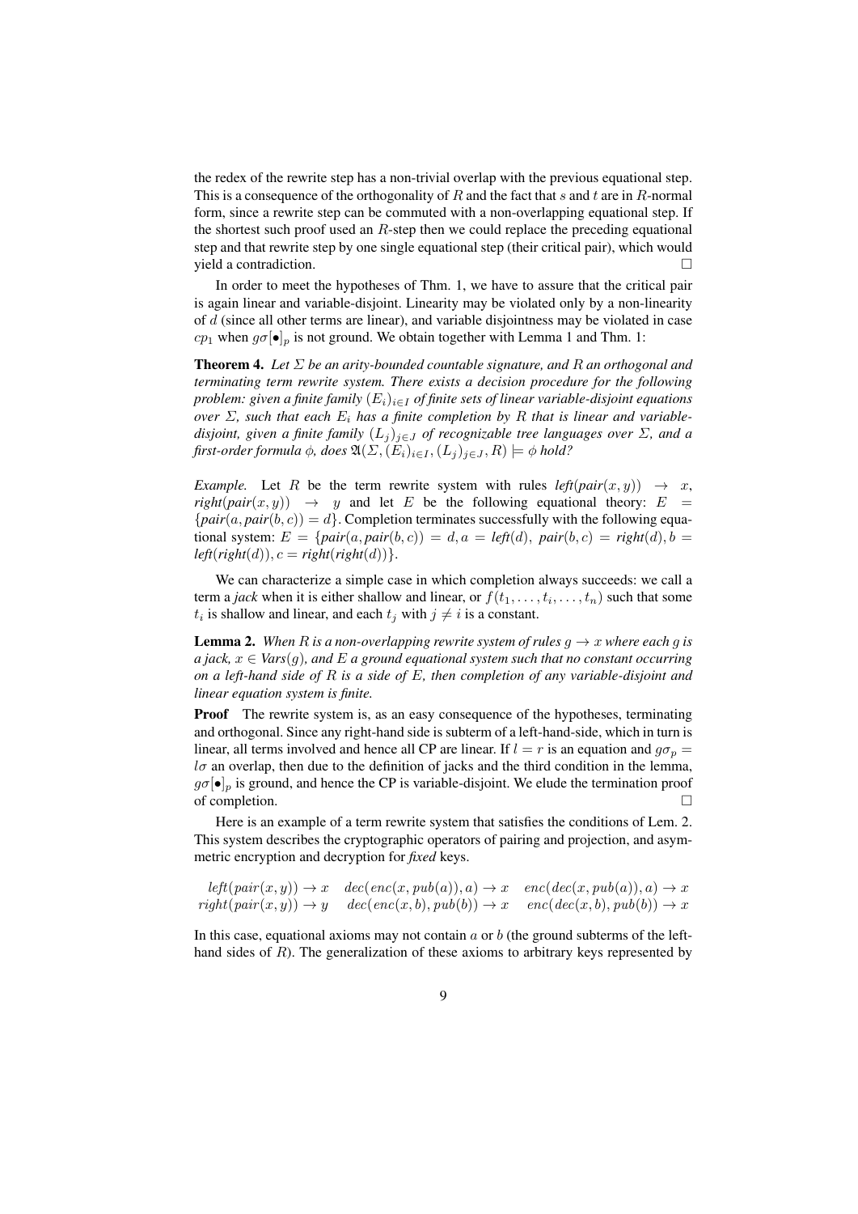the redex of the rewrite step has a non-trivial overlap with the previous equational step. This is a consequence of the orthogonality of $R$ and the fact that $s$ and $t$ are in $R$-normal form, since a rewrite step can be commuted with a non-overlapping equational step. If the shortest such proof used an $R$-step then we could replace the preceding equational step and that rewrite step by one single equational step (their critical pair), which would yield a contradiction. $\square$

In order to meet the hypotheses of Thm. 1, we have to assure that the critical pair is again linear and variable-disjoint. Linearity may be violated only by a non-linearity of $d$ (since all other terms are linear), and variable disjointness may be violated in case $cp_1$ when $g\sigma[\bullet]_p$ is not ground. We obtain together with Lemma 1 and Thm. 1:

**Theorem 4.** *Let $\Sigma$ be an arity-bounded countable signature, and $R$ an orthogonal and terminating term rewrite system. There exists a decision procedure for the following problem: given a finite family $(E_i)_{i \in I}$ of finite sets of linear variable-disjoint equations over $\Sigma$, such that each $E_i$ has a finite completion by $R$ that is linear and variable-disjoint, given a finite family $(L_j)_{j \in J}$ of recognizable tree languages over $\Sigma$, and a first-order formula $\phi$, does $\mathfrak{A}(\Sigma, (E_i)_{i \in I}, (L_j)_{j \in J}, R) \models \phi$ hold?*

*Example.* Let $R$ be the term rewrite system with rules $\mathit{left}(\mathit{pair}(x, y)) \rightarrow x$, $\mathit{right}(\mathit{pair}(x, y)) \rightarrow y$ and let $E$ be the following equational theory: $E = \{\mathit{pair}(a, \mathit{pair}(b, c)) = d\}$. Completion terminates successfully with the following equational system: $E = \{\mathit{pair}(a, \mathit{pair}(b, c)) = d, a = \mathit{left}(d),\ \mathit{pair}(b, c) = \mathit{right}(d), b = \mathit{left}(\mathit{right}(d)), c = \mathit{right}(\mathit{right}(d))\}$.

We can characterize a simple case in which completion always succeeds: we call a term a *jack* when it is either shallow and linear, or $f(t_1, \ldots, t_i, \ldots, t_n)$ such that some $t_i$ is shallow and linear, and each $t_j$ with $j \neq i$ is a constant.

**Lemma 2.** *When $R$ is a non-overlapping rewrite system of rules $g \rightarrow x$ where each $g$ is a jack, $x \in \mathit{Vars}(g)$, and $E$ a ground equational system such that no constant occurring on a left-hand side of $R$ is a side of $E$, then completion of any variable-disjoint and linear equation system is finite.*

**Proof** The rewrite system is, as an easy consequence of the hypotheses, terminating and orthogonal. Since any right-hand side is subterm of a left-hand-side, which in turn is linear, all terms involved and hence all CP are linear. If $l = r$ is an equation and $g\sigma_p = l\sigma$ an overlap, then due to the definition of jacks and the third condition in the lemma, $g\sigma[\bullet]_p$ is ground, and hence the CP is variable-disjoint. We elude the termination proof of completion. $\square$

Here is an example of a term rewrite system that satisfies the conditions of Lem. 2. This system describes the cryptographic operators of pairing and projection, and asymmetric encryption and decryption for *fixed* keys.

$$
\begin{array}{lll}
\mathit{left}(\mathit{pair}(x, y)) \rightarrow x & \mathit{dec}(\mathit{enc}(x, \mathit{pub}(a)), a) \rightarrow x & \mathit{enc}(\mathit{dec}(x, \mathit{pub}(a)), a) \rightarrow x \\
\mathit{right}(\mathit{pair}(x, y)) \rightarrow y & \mathit{dec}(\mathit{enc}(x, b), \mathit{pub}(b)) \rightarrow x & \mathit{enc}(\mathit{dec}(x, b), \mathit{pub}(b)) \rightarrow x
\end{array}
$$

In this case, equational axioms may not contain $a$ or $b$ (the ground subterms of the left-hand sides of $R$). The generalization of these axioms to arbitrary keys represented by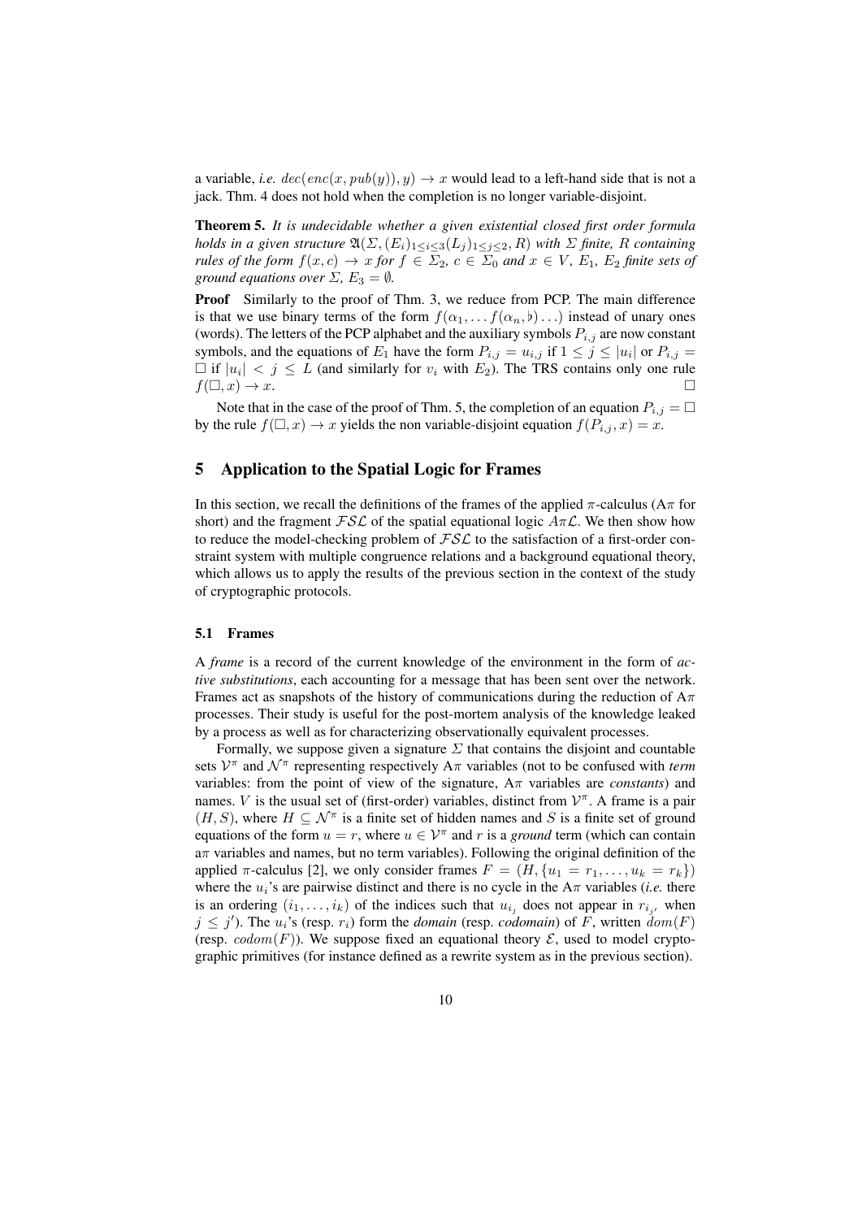a variable, *i.e.* $dec(enc(x, pub(y)), y) \to x$ would lead to a left-hand side that is not a jack. Thm. 4 does not hold when the completion is no longer variable-disjoint.

**Theorem 5.** *It is undecidable whether a given existential closed first order formula holds in a given structure $\mathfrak{A}(\Sigma, (E_i)_{1\le i\le 3}(L_j)_{1\le j\le 2}, R)$ with $\Sigma$ finite, $R$ containing rules of the form $f(x, c) \to x$ for $f \in \Sigma_2$, $c \in \Sigma_0$ and $x \in V$, $E_1$, $E_2$ finite sets of ground equations over $\Sigma$, $E_3 = \emptyset$.*

**Proof** Similarly to the proof of Thm. 3, we reduce from PCP. The main difference is that we use binary terms of the form $f(\alpha_1, \dots f(\alpha_n, \flat) \dots)$ instead of unary ones (words). The letters of the PCP alphabet and the auxiliary symbols $P_{i,j}$ are now constant symbols, and the equations of $E_1$ have the form $P_{i,j} = u_{i,j}$ if $1 \le j \le |u_i|$ or $P_{i,j} = \Box$ if $|u_i| < j \le L$ (and similarly for $v_i$ with $E_2$). The TRS contains only one rule $f(\Box, x) \to x$. $\Box$

Note that in the case of the proof of Thm. 5, the completion of an equation $P_{i,j} = \Box$ by the rule $f(\Box, x) \to x$ yields the non variable-disjoint equation $f(P_{i,j}, x) = x$.

## 5 Application to the Spatial Logic for Frames

In this section, we recall the definitions of the frames of the applied $\pi$-calculus (A$\pi$ for short) and the fragment $\mathcal{FSL}$ of the spatial equational logic $A\pi\mathcal{L}$. We then show how to reduce the model-checking problem of $\mathcal{FSL}$ to the satisfaction of a first-order constraint system with multiple congruence relations and a background equational theory, which allows us to apply the results of the previous section in the context of the study of cryptographic protocols.

### 5.1 Frames

A *frame* is a record of the current knowledge of the environment in the form of *active substitutions*, each accounting for a message that has been sent over the network. Frames act as snapshots of the history of communications during the reduction of A$\pi$ processes. Their study is useful for the post-mortem analysis of the knowledge leaked by a process as well as for characterizing observationally equivalent processes.

Formally, we suppose given a signature $\Sigma$ that contains the disjoint and countable sets $\mathcal{V}^\pi$ and $\mathcal{N}^\pi$ representing respectively A$\pi$ variables (not to be confused with *term* variables: from the point of view of the signature, A$\pi$ variables are *constants*) and names. $V$ is the usual set of (first-order) variables, distinct from $\mathcal{V}^\pi$. A frame is a pair $(H, S)$, where $H \subseteq \mathcal{N}^\pi$ is a finite set of hidden names and $S$ is a finite set of ground equations of the form $u = r$, where $u \in \mathcal{V}^\pi$ and $r$ is a *ground* term (which can contain a$\pi$ variables and names, but no term variables). Following the original definition of the applied $\pi$-calculus [2], we only consider frames $F = (H, \{u_1 = r_1, \dots, u_k = r_k\})$ where the $u_i$'s are pairwise distinct and there is no cycle in the A$\pi$ variables (*i.e.* there is an ordering $(i_1, \dots, i_k)$ of the indices such that $u_{i_j}$ does not appear in $r_{i_{j'}}$ when $j \le j'$). The $u_i$'s (resp. $r_i$) form the *domain* (resp. *codomain*) of $F$, written $dom(F)$ (resp. $codom(F)$). We suppose fixed an equational theory $\mathcal{E}$, used to model cryptographic primitives (for instance defined as a rewrite system as in the previous section).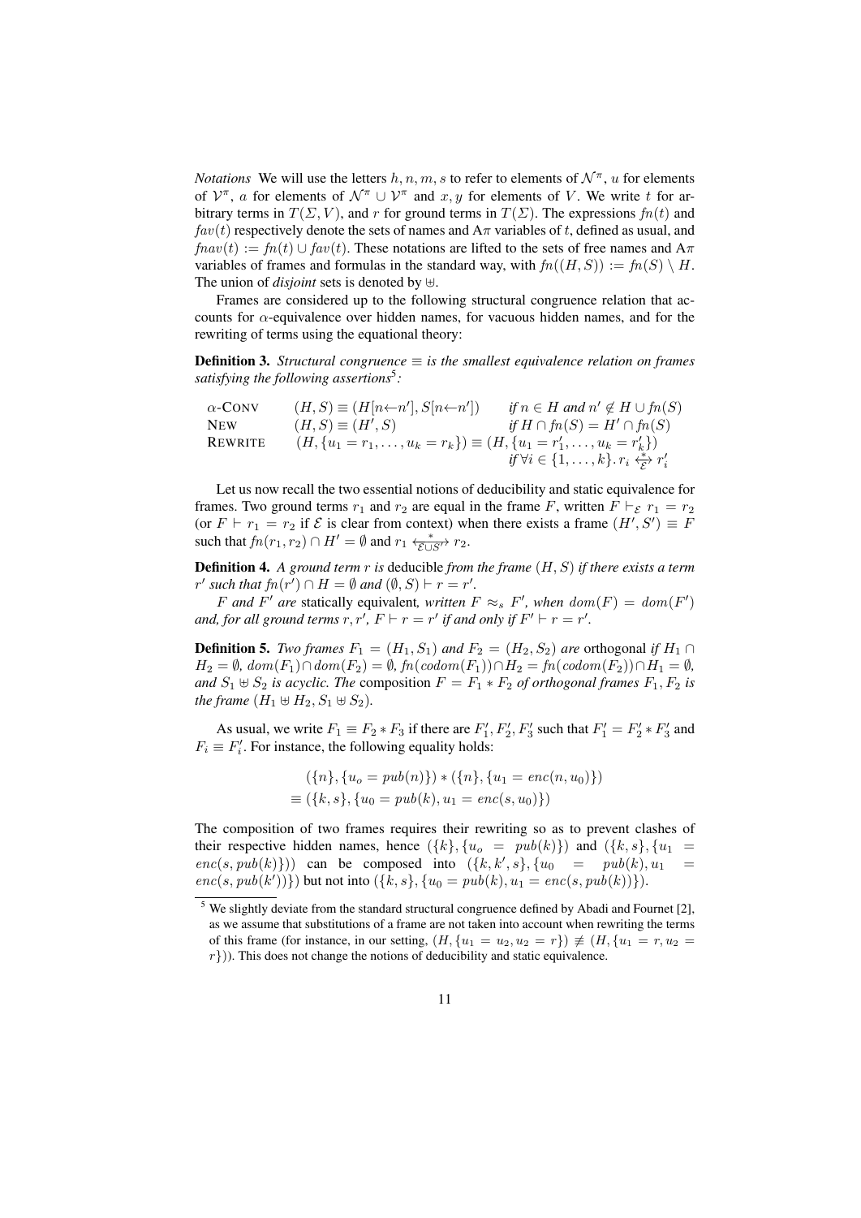*Notations* We will use the letters $h, n, m, s$ to refer to elements of $\mathcal{N}^\pi$, $u$ for elements of $\mathcal{V}^\pi$, $a$ for elements of $\mathcal{N}^\pi \cup \mathcal{V}^\pi$ and $x, y$ for elements of $V$. We write $t$ for arbitrary terms in $T(\Sigma, V)$, and $r$ for ground terms in $T(\Sigma)$. The expressions $fn(t)$ and $fav(t)$ respectively denote the sets of names and A$\pi$ variables of $t$, defined as usual, and $fnav(t) := fn(t) \cup fav(t)$. These notations are lifted to the sets of free names and A$\pi$ variables of frames and formulas in the standard way, with $fn((H, S)) := fn(S) \setminus H$. The union of *disjoint* sets is denoted by $\uplus$.

Frames are considered up to the following structural congruence relation that accounts for $\alpha$-equivalence over hidden names, for vacuous hidden names, and for the rewriting of terms using the equational theory:

**Definition 3.** *Structural congruence $\equiv$ is the smallest equivalence relation on frames satisfying the following assertions*[5]*:*

| | | |
|---|---|---|
| $\alpha$-CONV | $(H, S) \equiv (H[n \leftarrow n'], S[n \leftarrow n'])$ | *if* $n \in H$ *and* $n' \notin H \cup fn(S)$ |
| NEW | $(H, S) \equiv (H', S)$ | *if* $H \cap fn(S) = H' \cap fn(S)$ |
| REWRITE | $(H, \{u_1 = r_1, \ldots, u_k = r_k\}) \equiv (H, \{u_1 = r'_1, \ldots, u_k = r'_k\})$ | *if* $\forall i \in \{1, \ldots, k\}. r_i \xleftrightarrow[\mathcal{E}]{*} r'_i$ |

Let us now recall the two essential notions of deducibility and static equivalence for frames. Two ground terms $r_1$ and $r_2$ are equal in the frame $F$, written $F \vdash_{\mathcal{E}} r_1 = r_2$ (or $F \vdash r_1 = r_2$ if $\mathcal{E}$ is clear from context) when there exists a frame $(H', S') \equiv F$ such that $fn(r_1, r_2) \cap H' = \emptyset$ and $r_1 \xleftrightarrow[\mathcal{E} \cup S']{*} r_2$.

**Definition 4.** *A ground term $r$ is* deducible *from the frame $(H, S)$ if there exists a term $r'$ such that $fn(r') \cap H = \emptyset$ and $(\emptyset, S) \vdash r = r'$.*

*$F$ and $F'$ are* statically equivalent*, written $F \approx_s F'$, when $dom(F) = dom(F')$ and, for all ground terms $r, r'$, $F \vdash r = r'$ if and only if $F' \vdash r = r'$.*

**Definition 5.** *Two frames $F_1 = (H_1, S_1)$ and $F_2 = (H_2, S_2)$ are* orthogonal *if $H_1 \cap H_2 = \emptyset$, $dom(F_1) \cap dom(F_2) = \emptyset$, $fn(codom(F_1)) \cap H_2 = fn(codom(F_2)) \cap H_1 = \emptyset$, and $S_1 \uplus S_2$ is acyclic. The* composition *$F = F_1 * F_2$ of orthogonal frames $F_1, F_2$ is the frame $(H_1 \uplus H_2, S_1 \uplus S_2)$.*

As usual, we write $F_1 \equiv F_2 * F_3$ if there are $F'_1, F'_2, F'_3$ such that $F'_1 = F'_2 * F'_3$ and $F_i \equiv F'_i$. For instance, the following equality holds:

$$\begin{aligned} &(\{n\}, \{u_o = pub(n)\}) * (\{n\}, \{u_1 = enc(n, u_0)\}) \\ \equiv\ &(\{k, s\}, \{u_0 = pub(k), u_1 = enc(s, u_0)\}) \end{aligned}$$

The composition of two frames requires their rewriting so as to prevent clashes of their respective hidden names, hence $(\{k\}, \{u_o = pub(k)\})$ and $(\{k, s\}, \{u_1 = enc(s, pub(k)\}))$ can be composed into $(\{k, k', s\}, \{u_0 = pub(k), u_1 = enc(s, pub(k'))\})$ but not into $(\{k, s\}, \{u_0 = pub(k), u_1 = enc(s, pub(k))\})$.

[5] We slightly deviate from the standard structural congruence defined by Abadi and Fournet [2], as we assume that substitutions of a frame are not taken into account when rewriting the terms of this frame (for instance, in our setting, $(H, \{u_1 = u_2, u_2 = r\}) \not\equiv (H, \{u_1 = r, u_2 = r\})$). This does not change the notions of deducibility and static equivalence.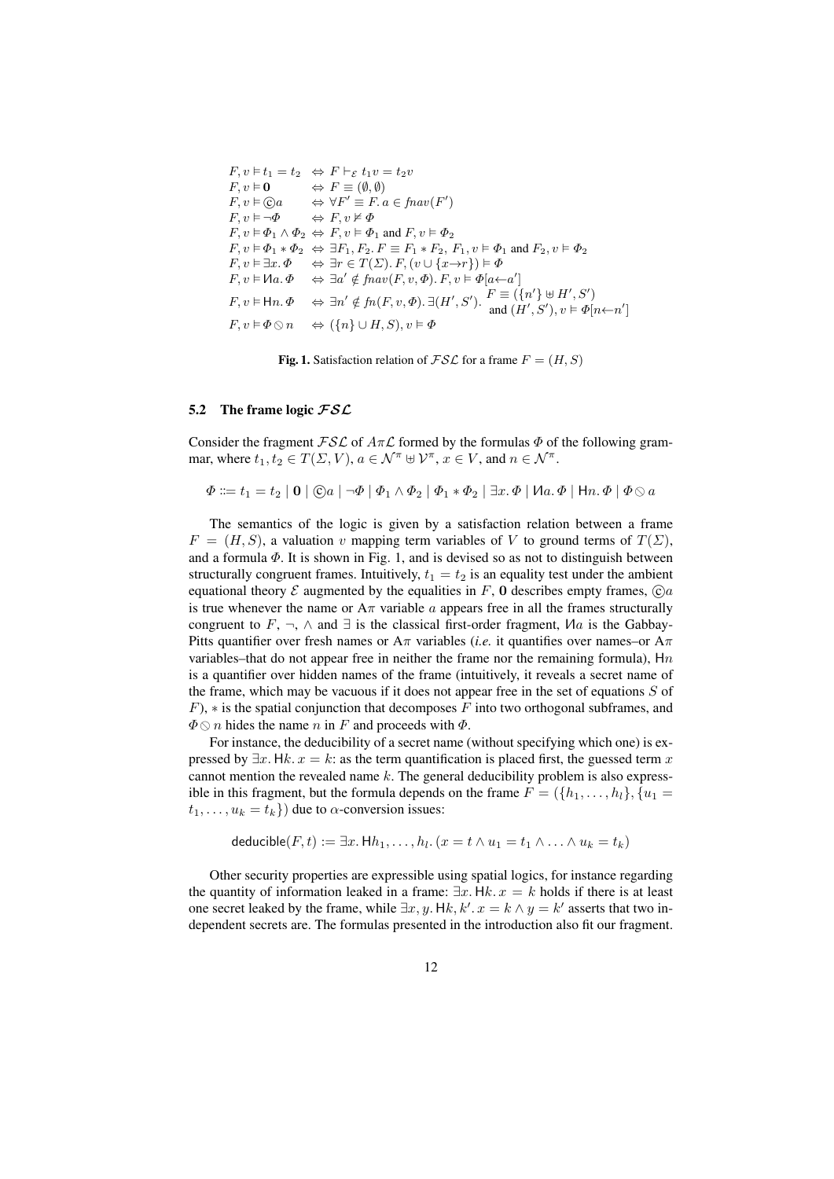$$
\begin{array}{lcl}
F, v \vDash t_1 = t_2 & \Leftrightarrow & F \vdash_{\mathcal{E}} t_1 v = t_2 v \\
F, v \vDash \mathbf{0} & \Leftrightarrow & F \equiv (\emptyset, \emptyset) \\
F, v \vDash \copyright a & \Leftrightarrow & \forall F' \equiv F.\, a \in \mathit{fnav}(F') \\
F, v \vDash \neg \Phi & \Leftrightarrow & F, v \nvDash \Phi \\
F, v \vDash \Phi_1 \wedge \Phi_2 & \Leftrightarrow & F, v \vDash \Phi_1 \text{ and } F, v \vDash \Phi_2 \\
F, v \vDash \Phi_1 * \Phi_2 & \Leftrightarrow & \exists F_1, F_2.\, F \equiv F_1 * F_2,\, F_1, v \vDash \Phi_1 \text{ and } F_2, v \vDash \Phi_2 \\
F, v \vDash \exists x.\, \Phi & \Leftrightarrow & \exists r \in T(\Sigma).\, F, (v \cup \{x \to r\}) \vDash \Phi \\
F, v \vDash \text{И}a.\, \Phi & \Leftrightarrow & \exists a' \notin \mathit{fnav}(F, v, \Phi).\, F, v \vDash \Phi[a \leftarrow a'] \\
F, v \vDash \mathsf{H}n.\, \Phi & \Leftrightarrow & \exists n' \notin \mathit{fn}(F, v, \Phi).\, \exists (H', S').\, \begin{array}{l} F \equiv (\{n'\} \uplus H', S') \\ \text{and } (H', S'), v \vDash \Phi[n \leftarrow n'] \end{array} \\
F, v \vDash \Phi \oslash n & \Leftrightarrow & (\{n\} \cup H, S), v \vDash \Phi
\end{array}
$$

**Fig. 1.** Satisfaction relation of $\mathcal{FSL}$ for a frame $F = (H, S)$

### 5.2 The frame logic $\mathcal{FSL}$

Consider the fragment $\mathcal{FSL}$ of $A\pi\mathcal{L}$ formed by the formulas $\Phi$ of the following grammar, where $t_1, t_2 \in T(\Sigma, V)$, $a \in \mathcal{N}^\pi \uplus \mathcal{V}^\pi$, $x \in V$, and $n \in \mathcal{N}^\pi$.

$$
\Phi ::= t_1 = t_2 \mid \mathbf{0} \mid \copyright a \mid \neg \Phi \mid \Phi_1 \wedge \Phi_2 \mid \Phi_1 * \Phi_2 \mid \exists x.\, \Phi \mid \text{И}a.\, \Phi \mid \mathsf{H}n.\, \Phi \mid \Phi \oslash a
$$

The semantics of the logic is given by a satisfaction relation between a frame $F = (H, S)$, a valuation $v$ mapping term variables of $V$ to ground terms of $T(\Sigma)$, and a formula $\Phi$. It is shown in Fig. 1, and is devised so as not to distinguish between structurally congruent frames. Intuitively, $t_1 = t_2$ is an equality test under the ambient equational theory $\mathcal{E}$ augmented by the equalities in $F$, $\mathbf{0}$ describes empty frames, $\copyright a$ is true whenever the name or $A\pi$ variable $a$ appears free in all the frames structurally congruent to $F$, $\neg$, $\wedge$ and $\exists$ is the classical first-order fragment, И$a$ is the Gabbay-Pitts quantifier over fresh names or $A\pi$ variables (*i.e.* it quantifies over names–or $A\pi$ variables–that do not appear free in neither the frame nor the remaining formula), $\mathsf{H}n$ is a quantifier over hidden names of the frame (intuitively, it reveals a secret name of the frame, which may be vacuous if it does not appear free in the set of equations $S$ of $F$), $*$ is the spatial conjunction that decomposes $F$ into two orthogonal subframes, and $\Phi \oslash n$ hides the name $n$ in $F$ and proceeds with $\Phi$.

For instance, the deducibility of a secret name (without specifying which one) is expressed by $\exists x.\, \mathsf{H}k.\, x = k$: as the term quantification is placed first, the guessed term $x$ cannot mention the revealed name $k$. The general deducibility problem is also expressible in this fragment, but the formula depends on the frame $F = (\{h_1, \ldots, h_l\}, \{u_1 = t_1, \ldots, u_k = t_k\})$ due to $\alpha$-conversion issues:

$$
\mathsf{deducible}(F, t) := \exists x.\, \mathsf{H}h_1, \ldots, h_l.\, (x = t \wedge u_1 = t_1 \wedge \ldots \wedge u_k = t_k)
$$

Other security properties are expressible using spatial logics, for instance regarding the quantity of information leaked in a frame: $\exists x.\, \mathsf{H}k.\, x = k$ holds if there is at least one secret leaked by the frame, while $\exists x, y.\, \mathsf{H}k, k'.\, x = k \wedge y = k'$ asserts that two independent secrets are. The formulas presented in the introduction also fit our fragment.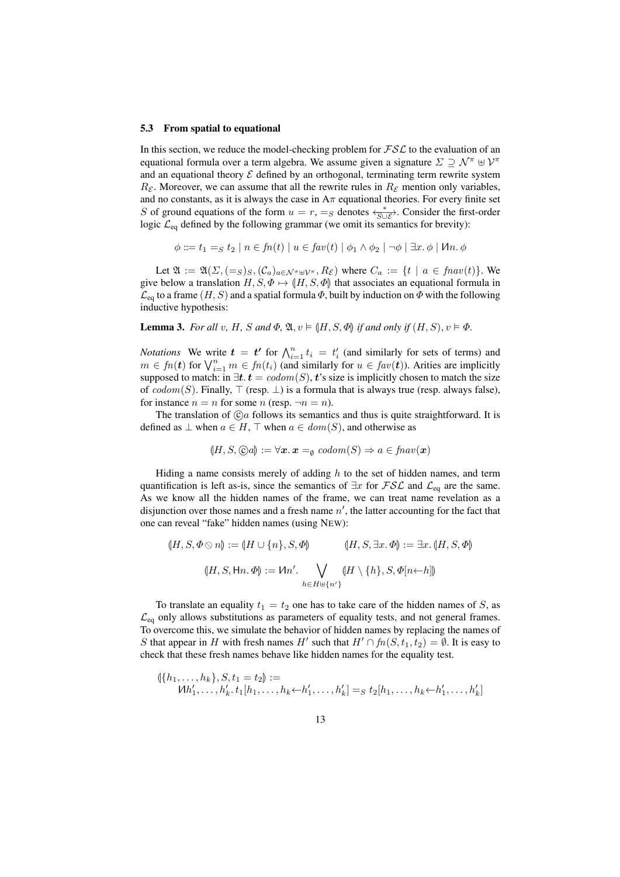### 5.3 From spatial to equational

In this section, we reduce the model-checking problem for $\mathcal{FSL}$ to the evaluation of an equational formula over a term algebra. We assume given a signature $\Sigma \supseteq \mathcal{N}^\pi \uplus \mathcal{V}^\pi$ and an equational theory $\mathcal{E}$ defined by an orthogonal, terminating term rewrite system $R_\mathcal{E}$. Moreover, we can assume that all the rewrite rules in $R_\mathcal{E}$ mention only variables, and no constants, as it is always the case in A$\pi$ equational theories. For every finite set $S$ of ground equations of the form $u = r$, $=_S$ denotes $\overset{*}{\underset{S \cup \mathcal{E}}{\leftrightarrow}}$. Consider the first-order logic $\mathcal{L}_{\text{eq}}$ defined by the following grammar (we omit its semantics for brevity):

$$\phi ::= t_1 =_S t_2 \mid n \in fn(t) \mid u \in fav(t) \mid \phi_1 \wedge \phi_2 \mid \neg \phi \mid \exists x.\, \phi \mid \text{И}n.\, \phi$$

Let $\mathfrak{A} := \mathfrak{A}(\Sigma, (=_S)_S, (\mathcal{C}_a)_{a \in \mathcal{N}^\pi \uplus \mathcal{V}^\pi}, R_\mathcal{E})$ where $C_a := \{t \mid a \in fnav(t)\}$. We give below a translation $H, S, \Phi \mapsto (\!| H, S, \Phi |\!)$ that associates an equational formula in $\mathcal{L}_{\text{eq}}$ to a frame $(H, S)$ and a spatial formula $\Phi$, built by induction on $\Phi$ with the following inductive hypothesis:

**Lemma 3.** *For all $v$, $H$, $S$ and $\Phi$, $\mathfrak{A}, v \vDash (\!| H, S, \Phi |\!)$ if and only if $(H, S), v \vDash \Phi$.*

*Notations* We write $\boldsymbol{t} = \boldsymbol{t'}$ for $\bigwedge_{i=1}^n t_i = t'_i$ (and similarly for sets of terms) and $m \in fn(\boldsymbol{t})$ for $\bigvee_{i=1}^n m \in fn(t_i)$ (and similarly for $u \in fav(\boldsymbol{t})$). Arities are implicitly supposed to match: in $\exists \boldsymbol{t}.\, \boldsymbol{t} = codom(S)$, $\boldsymbol{t}$'s size is implicitly chosen to match the size of $codom(S)$. Finally, $\top$ (resp. $\bot$) is a formula that is always true (resp. always false), for instance $n = n$ for some $n$ (resp. $\neg n = n$).

The translation of $©a$ follows its semantics and thus is quite straightforward. It is defined as $\bot$ when $a \in H$, $\top$ when $a \in dom(S)$, and otherwise as

$$(\!| H, S, ©a |\!) := \forall \boldsymbol{x}.\, \boldsymbol{x} =_\emptyset codom(S) \Rightarrow a \in fnav(\boldsymbol{x})$$

Hiding a name consists merely of adding $h$ to the set of hidden names, and term quantification is left as-is, since the semantics of $\exists x$ for $\mathcal{FSL}$ and $\mathcal{L}_{\text{eq}}$ are the same. As we know all the hidden names of the frame, we can treat name revelation as a disjunction over those names and a fresh name $n'$, the latter accounting for the fact that one can reveal "fake" hidden names (using NEW):

$$(\!| H, S, \Phi \oslash n |\!) := (\!| H \cup \{n\}, S, \Phi |\!) \qquad (\!| H, S, \exists x.\, \Phi |\!) := \exists x.\, (\!| H, S, \Phi |\!)$$

$$(\!| H, S, \mathsf{H}n.\, \Phi |\!) := \text{И}n'.\, \bigvee_{h \in H \uplus \{n'\}} (\!| H \setminus \{h\}, S, \Phi[n \leftarrow h] |\!)$$

To translate an equality $t_1 = t_2$ one has to take care of the hidden names of $S$, as $\mathcal{L}_{\text{eq}}$ only allows substitutions as parameters of equality tests, and not general frames. To overcome this, we simulate the behavior of hidden names by replacing the names of $S$ that appear in $H$ with fresh names $H'$ such that $H' \cap fn(S, t_1, t_2) = \emptyset$. It is easy to check that these fresh names behave like hidden names for the equality test.

$$\begin{aligned}
&(\!| \{h_1, \dots, h_k\}, S, t_1 = t_2 |\!) := \\
&\quad \text{И}h'_1, \dots, h'_k.\, t_1[h_1, \dots, h_k \leftarrow h'_1, \dots, h'_k] =_S t_2[h_1, \dots, h_k \leftarrow h'_1, \dots, h'_k]
\end{aligned}$$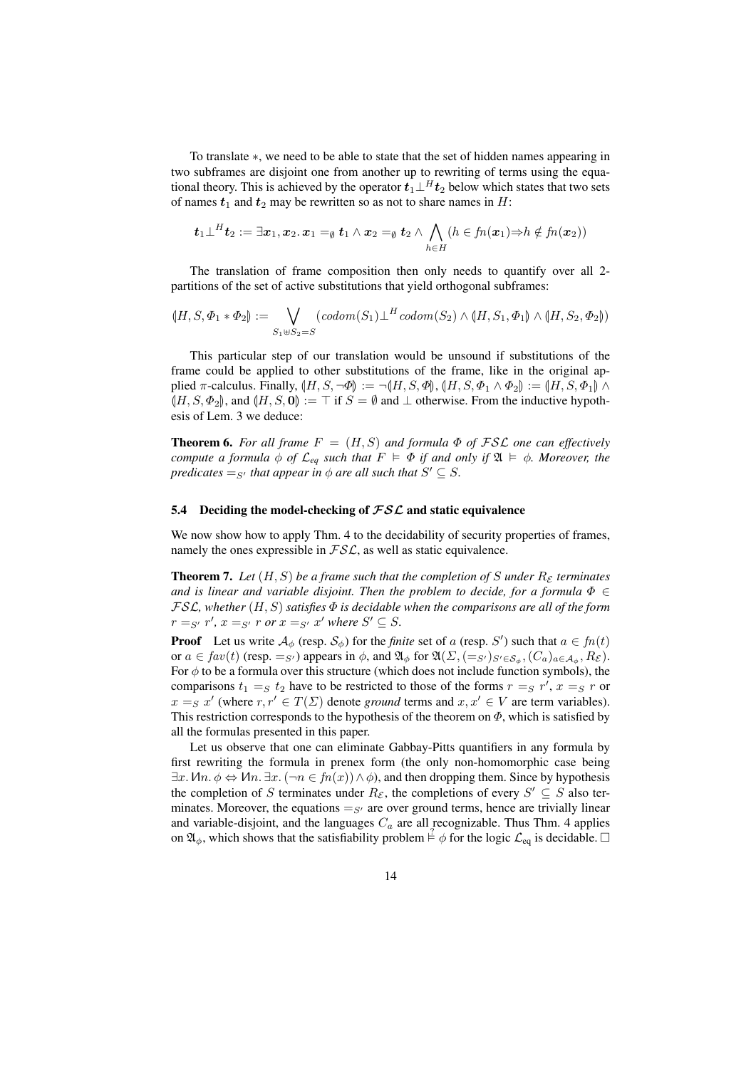To translate $*$, we need to be able to state that the set of hidden names appearing in two subframes are disjoint one from another up to rewriting of terms using the equational theory. This is achieved by the operator $\boldsymbol{t}_1 \bot^H \boldsymbol{t}_2$ below which states that two sets of names $\boldsymbol{t}_1$ and $\boldsymbol{t}_2$ may be rewritten so as not to share names in $H$:

$$\boldsymbol{t}_1 \bot^H \boldsymbol{t}_2 := \exists \boldsymbol{x}_1, \boldsymbol{x}_2.\, \boldsymbol{x}_1 =_\emptyset \boldsymbol{t}_1 \wedge \boldsymbol{x}_2 =_\emptyset \boldsymbol{t}_2 \wedge \bigwedge_{h \in H} (h \in fn(\boldsymbol{x}_1) \Rightarrow h \notin fn(\boldsymbol{x}_2))$$

The translation of frame composition then only needs to quantify over all 2-partitions of the set of active substitutions that yield orthogonal subframes:

$$(\!|H, S, \Phi_1 * \Phi_2|\!) := \bigvee_{S_1 \uplus S_2 = S} (codom(S_1) \bot^H codom(S_2) \wedge (\!|H, S_1, \Phi_1|\!) \wedge (\!|H, S_2, \Phi_2|\!))$$

This particular step of our translation would be unsound if substitutions of the frame could be applied to other substitutions of the frame, like in the original applied $\pi$-calculus. Finally, $(\!|H, S, \neg\Phi|\!) := \neg(\!|H, S, \Phi|\!)$, $(\!|H, S, \Phi_1 \wedge \Phi_2|\!) := (\!|H, S, \Phi_1|\!) \wedge (\!|H, S, \Phi_2|\!)$, and $(\!|H, S, \mathbf{0}|\!) := \top$ if $S = \emptyset$ and $\bot$ otherwise. From the inductive hypothesis of Lem. 3 we deduce:

**Theorem 6.** *For all frame $F = (H, S)$ and formula $\Phi$ of $\mathcal{FSL}$ one can effectively compute a formula $\phi$ of $\mathcal{L}_{eq}$ such that $F \models \Phi$ if and only if $\mathfrak{A} \models \phi$. Moreover, the predicates $=_{S'}$ that appear in $\phi$ are all such that $S' \subseteq S$.*

### 5.4 Deciding the model-checking of $\mathcal{FSL}$ and static equivalence

We now show how to apply Thm. 4 to the decidability of security properties of frames, namely the ones expressible in $\mathcal{FSL}$, as well as static equivalence.

**Theorem 7.** *Let $(H, S)$ be a frame such that the completion of $S$ under $R_\mathcal{E}$ terminates and is linear and variable disjoint. Then the problem to decide, for a formula $\Phi \in \mathcal{FSL}$, whether $(H, S)$ satisfies $\Phi$ is decidable when the comparisons are all of the form $r =_{S'} r'$, $x =_{S'} r$ or $x =_{S'} x'$ where $S' \subseteq S$.*

**Proof** Let us write $\mathcal{A}_\phi$ (resp. $\mathcal{S}_\phi$) for the *finite* set of $a$ (resp. $S'$) such that $a \in fn(t)$ or $a \in fav(t)$ (resp. $=_{S'}$) appears in $\phi$, and $\mathfrak{A}_\phi$ for $\mathfrak{A}(\Sigma, (=_{S'})_{S' \in \mathcal{S}_\phi}, (C_a)_{a \in \mathcal{A}_\phi}, R_\mathcal{E})$. For $\phi$ to be a formula over this structure (which does not include function symbols), the comparisons $t_1 =_S t_2$ have to be restricted to those of the forms $r =_S r'$, $x =_S r$ or $x =_S x'$ (where $r, r' \in T(\Sigma)$ denote *ground* terms and $x, x' \in V$ are term variables). This restriction corresponds to the hypothesis of the theorem on $\Phi$, which is satisfied by all the formulas presented in this paper.

Let us observe that one can eliminate Gabbay-Pitts quantifiers in any formula by first rewriting the formula in prenex form (the only non-homomorphic case being $\exists x. \text{И}n. \phi \Leftrightarrow \text{И}n. \exists x. (\neg n \in fn(x)) \wedge \phi)$, and then dropping them. Since by hypothesis the completion of $S$ terminates under $R_\mathcal{E}$, the completions of every $S' \subseteq S$ also terminates. Moreover, the equations $=_{S'}$ are over ground terms, hence are trivially linear and variable-disjoint, and the languages $C_a$ are all recognizable. Thus Thm. 4 applies on $\mathfrak{A}_\phi$, which shows that the satisfiability problem $\overset{?}{\models} \phi$ for the logic $\mathcal{L}_{\text{eq}}$ is decidable. $\square$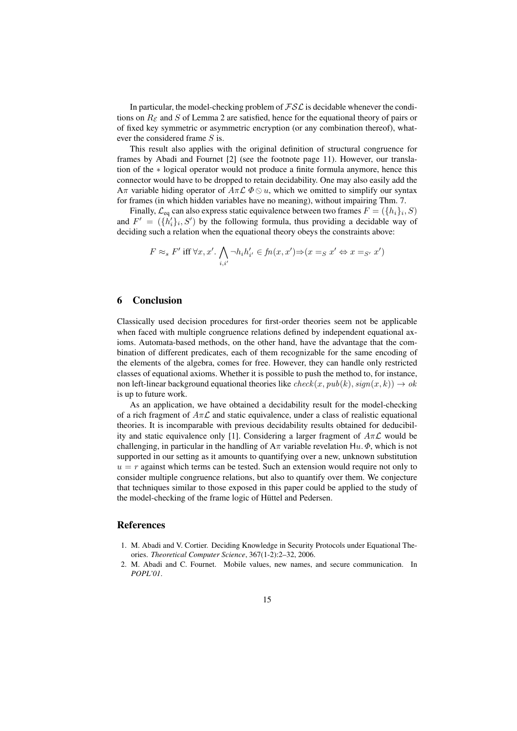In particular, the model-checking problem of $\mathcal{FSL}$ is decidable whenever the conditions on $R_{\mathcal{E}}$ and $S$ of Lemma 2 are satisfied, hence for the equational theory of pairs or of fixed key symmetric or asymmetric encryption (or any combination thereof), whatever the considered frame $S$ is.

This result also applies with the original definition of structural congruence for frames by Abadi and Fournet [2] (see the footnote page 11). However, our translation of the $*$ logical operator would not produce a finite formula anymore, hence this connector would have to be dropped to retain decidability. One may also easily add the A$\pi$ variable hiding operator of $A\pi\mathcal{L}$ $\Phi \oslash u$, which we omitted to simplify our syntax for frames (in which hidden variables have no meaning), without impairing Thm. 7.

Finally, $\mathcal{L}_{\text{eq}}$ can also express static equivalence between two frames $F = (\{h_i\}_i, S)$ and $F' = (\{h'_i\}_i, S')$ by the following formula, thus providing a decidable way of deciding such a relation when the equational theory obeys the constraints above:

$$F \approx_s F' \text{ iff } \forall x, x'. \bigwedge_{i,i'} \neg h_i h'_{i'} \in fn(x, x') \Rightarrow (x =_S x' \Leftrightarrow x =_{S'} x')$$

## 6 Conclusion

Classically used decision procedures for first-order theories seem not be applicable when faced with multiple congruence relations defined by independent equational axioms. Automata-based methods, on the other hand, have the advantage that the combination of different predicates, each of them recognizable for the same encoding of the elements of the algebra, comes for free. However, they can handle only restricted classes of equational axioms. Whether it is possible to push the method to, for instance, non left-linear background equational theories like $check(x, pub(k), sign(x, k)) \rightarrow ok$ is up to future work.

As an application, we have obtained a decidability result for the model-checking of a rich fragment of $A\pi\mathcal{L}$ and static equivalence, under a class of realistic equational theories. It is incomparable with previous decidability results obtained for deducibility and static equivalence only [1]. Considering a larger fragment of $A\pi\mathcal{L}$ would be challenging, in particular in the handling of A$\pi$ variable revelation $\mathsf{H}u.\,\Phi$, which is not supported in our setting as it amounts to quantifying over a new, unknown substitution $u = r$ against which terms can be tested. Such an extension would require not only to consider multiple congruence relations, but also to quantify over them. We conjecture that techniques similar to those exposed in this paper could be applied to the study of the model-checking of the frame logic of Hüttel and Pedersen.

## References

1. M. Abadi and V. Cortier. Deciding Knowledge in Security Protocols under Equational Theories. *Theoretical Computer Science*, 367(1-2):2–32, 2006.
2. M. Abadi and C. Fournet. Mobile values, new names, and secure communication. In *POPL'01*.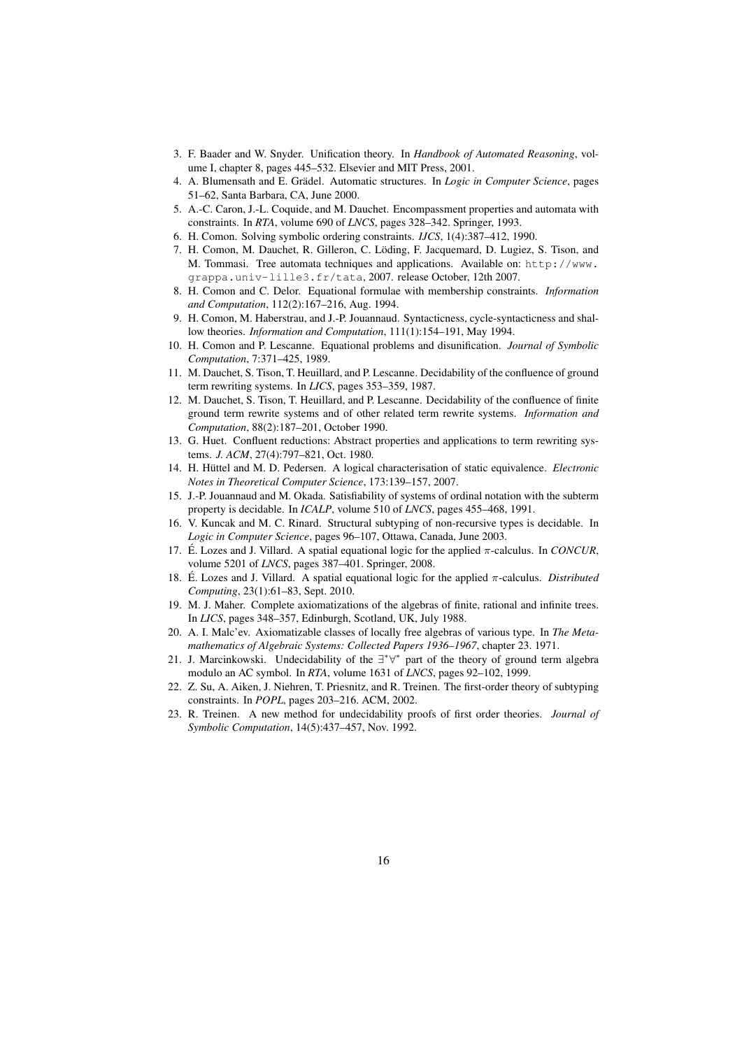3. F. Baader and W. Snyder. Unification theory. In *Handbook of Automated Reasoning*, volume I, chapter 8, pages 445–532. Elsevier and MIT Press, 2001.
4. A. Blumensath and E. Grädel. Automatic structures. In *Logic in Computer Science*, pages 51–62, Santa Barbara, CA, June 2000.
5. A.-C. Caron, J.-L. Coquide, and M. Dauchet. Encompassment properties and automata with constraints. In *RTA*, volume 690 of *LNCS*, pages 328–342. Springer, 1993.
6. H. Comon. Solving symbolic ordering constraints. *IJCS*, 1(4):387–412, 1990.
7. H. Comon, M. Dauchet, R. Gilleron, C. Löding, F. Jacquemard, D. Lugiez, S. Tison, and M. Tommasi. Tree automata techniques and applications. Available on: `http://www.grappa.univ-lille3.fr/tata`, 2007. release October, 12th 2007.
8. H. Comon and C. Delor. Equational formulae with membership constraints. *Information and Computation*, 112(2):167–216, Aug. 1994.
9. H. Comon, M. Haberstrau, and J.-P. Jouannaud. Syntacticness, cycle-syntacticness and shallow theories. *Information and Computation*, 111(1):154–191, May 1994.
10. H. Comon and P. Lescanne. Equational problems and disunification. *Journal of Symbolic Computation*, 7:371–425, 1989.
11. M. Dauchet, S. Tison, T. Heuillard, and P. Lescanne. Decidability of the confluence of ground term rewriting systems. In *LICS*, pages 353–359, 1987.
12. M. Dauchet, S. Tison, T. Heuillard, and P. Lescanne. Decidability of the confluence of finite ground term rewrite systems and of other related term rewrite systems. *Information and Computation*, 88(2):187–201, October 1990.
13. G. Huet. Confluent reductions: Abstract properties and applications to term rewriting systems. *J. ACM*, 27(4):797–821, Oct. 1980.
14. H. Hüttel and M. D. Pedersen. A logical characterisation of static equivalence. *Electronic Notes in Theoretical Computer Science*, 173:139–157, 2007.
15. J.-P. Jouannaud and M. Okada. Satisfiability of systems of ordinal notation with the subterm property is decidable. In *ICALP*, volume 510 of *LNCS*, pages 455–468, 1991.
16. V. Kuncak and M. C. Rinard. Structural subtyping of non-recursive types is decidable. In *Logic in Computer Science*, pages 96–107, Ottawa, Canada, June 2003.
17. É. Lozes and J. Villard. A spatial equational logic for the applied $\pi$-calculus. In *CONCUR*, volume 5201 of *LNCS*, pages 387–401. Springer, 2008.
18. É. Lozes and J. Villard. A spatial equational logic for the applied $\pi$-calculus. *Distributed Computing*, 23(1):61–83, Sept. 2010.
19. M. J. Maher. Complete axiomatizations of the algebras of finite, rational and infinite trees. In *LICS*, pages 348–357, Edinburgh, Scotland, UK, July 1988.
20. A. I. Malc'ev. Axiomatizable classes of locally free algebras of various type. In *The Metamathematics of Algebraic Systems: Collected Papers 1936–1967*, chapter 23. 1971.
21. J. Marcinkowski. Undecidability of the $\exists^*\forall^*$ part of the theory of ground term algebra modulo an AC symbol. In *RTA*, volume 1631 of *LNCS*, pages 92–102, 1999.
22. Z. Su, A. Aiken, J. Niehren, T. Priesnitz, and R. Treinen. The first-order theory of subtyping constraints. In *POPL*, pages 203–216. ACM, 2002.
23. R. Treinen. A new method for undecidability proofs of first order theories. *Journal of Symbolic Computation*, 14(5):437–457, Nov. 1992.